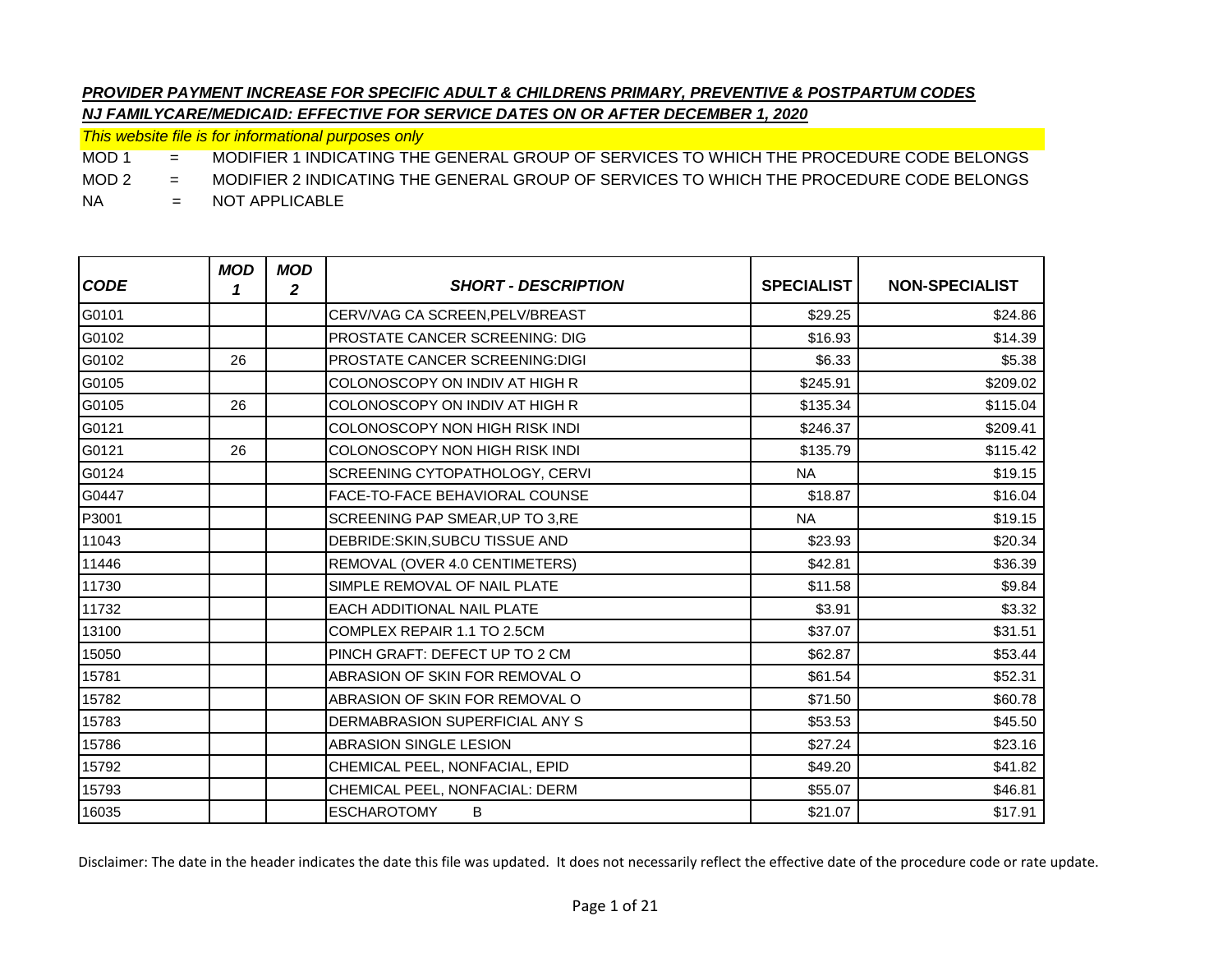***PROVIDER PAYMENT INCREASE FOR SPECIFIC ADULT & CHILDRENS PRIMARY, PREVENTIVE & POSTPARTUM CODES***

***NJ FAMILYCARE/MEDICAID: EFFECTIVE FOR SERVICE DATES ON OR AFTER DECEMBER 1, 2020***

*This website file is for informational purposes only*

MOD 1 = MODIFIER 1 INDICATING THE GENERAL GROUP OF SERVICES TO WHICH THE PROCEDURE CODE BELONGS

MOD 2 = MODIFIER 2 INDICATING THE GENERAL GROUP OF SERVICES TO WHICH THE PROCEDURE CODE BELONGS

NA = NOT APPLICABLE

| ***CODE*** | ***MOD 1*** | ***MOD 2*** | ***SHORT - DESCRIPTION*** | **SPECIALIST** | **NON-SPECIALIST** |
|---|---|---|---|---|---|
| G0101 | | | CERV/VAG CA SCREEN,PELV/BREAST | $29.25 | $24.86 |
| G0102 | | | PROSTATE CANCER SCREENING: DIG | $16.93 | $14.39 |
| G0102 | 26 | | PROSTATE CANCER SCREENING:DIGI | $6.33 | $5.38 |
| G0105 | | | COLONOSCOPY ON INDIV AT HIGH R | $245.91 | $209.02 |
| G0105 | 26 | | COLONOSCOPY ON INDIV AT HIGH R | $135.34 | $115.04 |
| G0121 | | | COLONOSCOPY NON HIGH RISK INDI | $246.37 | $209.41 |
| G0121 | 26 | | COLONOSCOPY NON HIGH RISK INDI | $135.79 | $115.42 |
| G0124 | | | SCREENING CYTOPATHOLOGY, CERVI | NA | $19.15 |
| G0447 | | | FACE-TO-FACE BEHAVIORAL COUNSE | $18.87 | $16.04 |
| P3001 | | | SCREENING PAP SMEAR,UP TO 3,RE | NA | $19.15 |
| 11043 | | | DEBRIDE:SKIN,SUBCU TISSUE AND | $23.93 | $20.34 |
| 11446 | | | REMOVAL (OVER 4.0 CENTIMETERS) | $42.81 | $36.39 |
| 11730 | | | SIMPLE REMOVAL OF NAIL PLATE | $11.58 | $9.84 |
| 11732 | | | EACH ADDITIONAL NAIL PLATE | $3.91 | $3.32 |
| 13100 | | | COMPLEX REPAIR 1.1 TO 2.5CM | $37.07 | $31.51 |
| 15050 | | | PINCH GRAFT: DEFECT UP TO 2 CM | $62.87 | $53.44 |
| 15781 | | | ABRASION OF SKIN FOR REMOVAL O | $61.54 | $52.31 |
| 15782 | | | ABRASION OF SKIN FOR REMOVAL O | $71.50 | $60.78 |
| 15783 | | | DERMABRASION SUPERFICIAL ANY S | $53.53 | $45.50 |
| 15786 | | | ABRASION SINGLE LESION | $27.24 | $23.16 |
| 15792 | | | CHEMICAL PEEL, NONFACIAL, EPID | $49.20 | $41.82 |
| 15793 | | | CHEMICAL PEEL, NONFACIAL: DERM | $55.07 | $46.81 |
| 16035 | | | ESCHAROTOMY B | $21.07 | $17.91 |

Disclaimer: The date in the header indicates the date this file was updated. It does not necessarily reflect the effective date of the procedure code or rate update.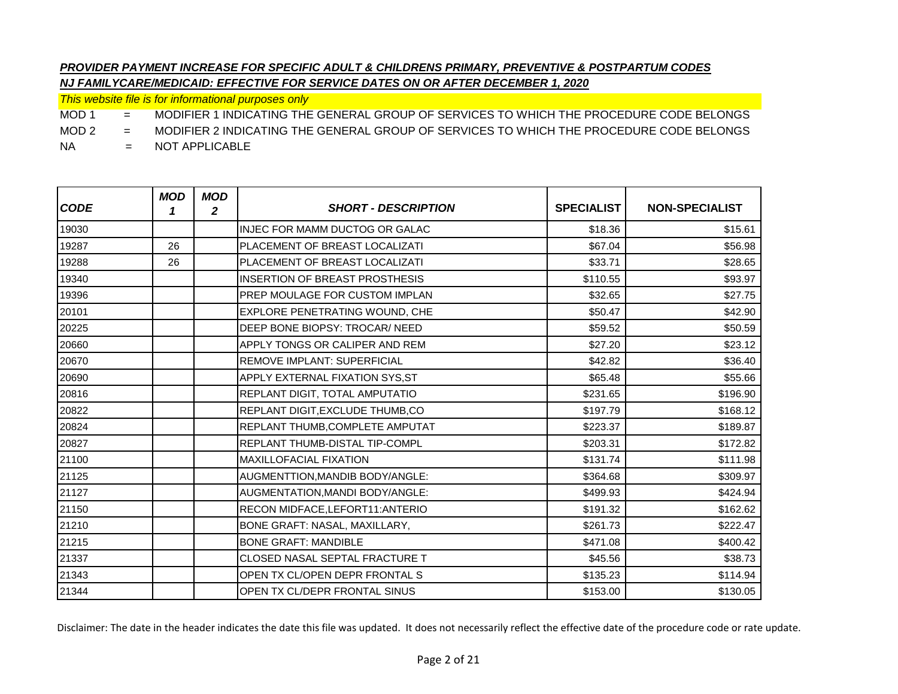***PROVIDER PAYMENT INCREASE FOR SPECIFIC ADULT & CHILDRENS PRIMARY, PREVENTIVE & POSTPARTUM CODES***

***NJ FAMILYCARE/MEDICAID: EFFECTIVE FOR SERVICE DATES ON OR AFTER DECEMBER 1, 2020***

*This website file is for informational purposes only*

MOD 1 = MODIFIER 1 INDICATING THE GENERAL GROUP OF SERVICES TO WHICH THE PROCEDURE CODE BELONGS

MOD 2 = MODIFIER 2 INDICATING THE GENERAL GROUP OF SERVICES TO WHICH THE PROCEDURE CODE BELONGS

NA = NOT APPLICABLE

| CODE | MOD 1 | MOD 2 | SHORT - DESCRIPTION | SPECIALIST | NON-SPECIALIST |
|---|---|---|---|---|---|
| 19030 | | | INJEC FOR MAMM DUCTOG OR GALAC | $18.36 | $15.61 |
| 19287 | 26 | | PLACEMENT OF BREAST LOCALIZATI | $67.04 | $56.98 |
| 19288 | 26 | | PLACEMENT OF BREAST LOCALIZATI | $33.71 | $28.65 |
| 19340 | | | INSERTION OF BREAST PROSTHESIS | $110.55 | $93.97 |
| 19396 | | | PREP MOULAGE FOR CUSTOM IMPLAN | $32.65 | $27.75 |
| 20101 | | | EXPLORE PENETRATING WOUND, CHE | $50.47 | $42.90 |
| 20225 | | | DEEP BONE BIOPSY: TROCAR/ NEED | $59.52 | $50.59 |
| 20660 | | | APPLY TONGS OR CALIPER AND REM | $27.20 | $23.12 |
| 20670 | | | REMOVE IMPLANT: SUPERFICIAL | $42.82 | $36.40 |
| 20690 | | | APPLY EXTERNAL FIXATION SYS,ST | $65.48 | $55.66 |
| 20816 | | | REPLANT DIGIT, TOTAL AMPUTATIO | $231.65 | $196.90 |
| 20822 | | | REPLANT DIGIT,EXCLUDE THUMB,CO | $197.79 | $168.12 |
| 20824 | | | REPLANT THUMB,COMPLETE AMPUTAT | $223.37 | $189.87 |
| 20827 | | | REPLANT THUMB-DISTAL TIP-COMPL | $203.31 | $172.82 |
| 21100 | | | MAXILLOFACIAL FIXATION | $131.74 | $111.98 |
| 21125 | | | AUGMENTTION,MANDIB BODY/ANGLE: | $364.68 | $309.97 |
| 21127 | | | AUGMENTATION,MANDI BODY/ANGLE: | $499.93 | $424.94 |
| 21150 | | | RECON MIDFACE,LEFORT11:ANTERIO | $191.32 | $162.62 |
| 21210 | | | BONE GRAFT: NASAL, MAXILLARY, | $261.73 | $222.47 |
| 21215 | | | BONE GRAFT: MANDIBLE | $471.08 | $400.42 |
| 21337 | | | CLOSED NASAL SEPTAL FRACTURE T | $45.56 | $38.73 |
| 21343 | | | OPEN TX CL/OPEN DEPR FRONTAL S | $135.23 | $114.94 |
| 21344 | | | OPEN TX CL/DEPR FRONTAL SINUS | $153.00 | $130.05 |

Disclaimer: The date in the header indicates the date this file was updated. It does not necessarily reflect the effective date of the procedure code or rate update.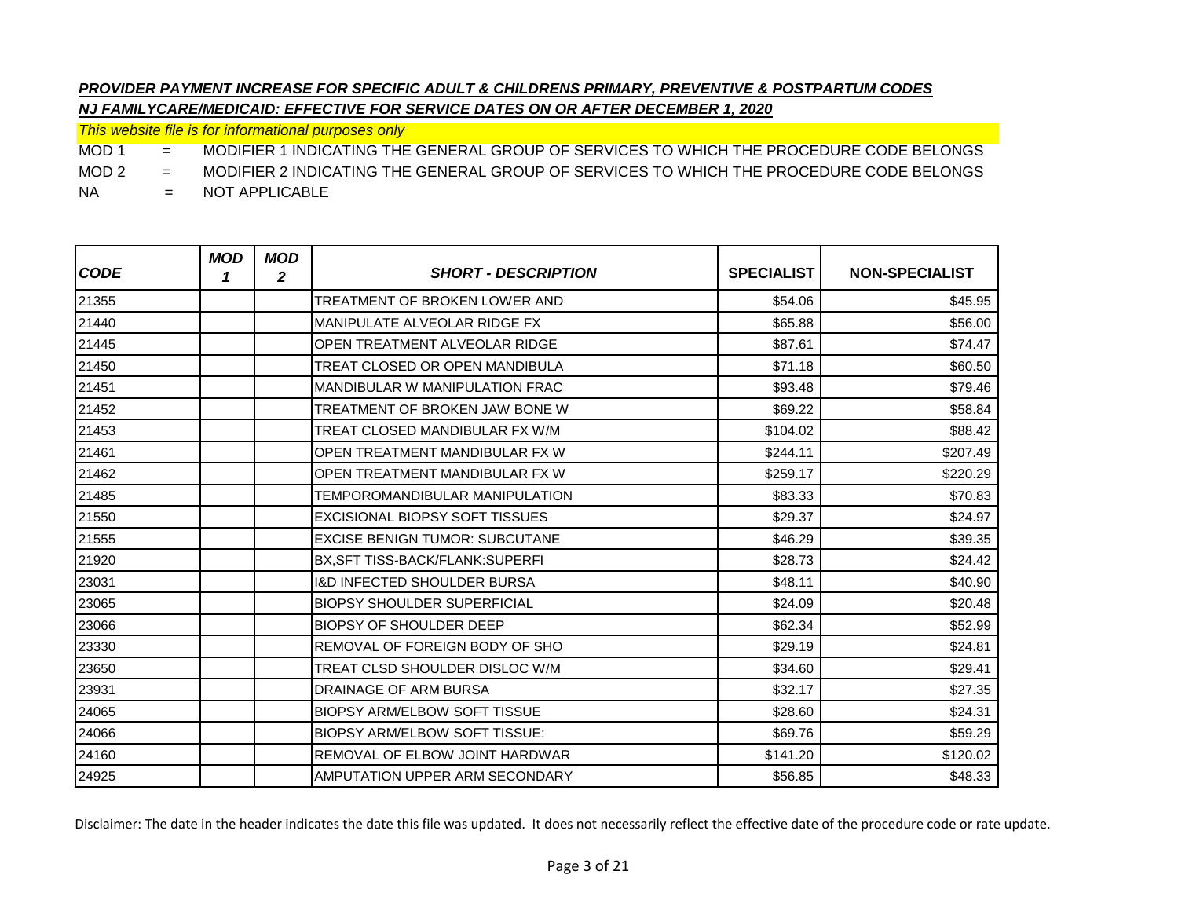***PROVIDER PAYMENT INCREASE FOR SPECIFIC ADULT & CHILDRENS PRIMARY, PREVENTIVE & POSTPARTUM CODES***

***NJ FAMILYCARE/MEDICAID: EFFECTIVE FOR SERVICE DATES ON OR AFTER DECEMBER 1, 2020***

*This website file is for informational purposes only*

MOD 1 = MODIFIER 1 INDICATING THE GENERAL GROUP OF SERVICES TO WHICH THE PROCEDURE CODE BELONGS

MOD 2 = MODIFIER 2 INDICATING THE GENERAL GROUP OF SERVICES TO WHICH THE PROCEDURE CODE BELONGS

NA = NOT APPLICABLE

| *CODE* | *MOD 1* | *MOD 2* | *SHORT - DESCRIPTION* | SPECIALIST | NON-SPECIALIST |
|---|---|---|---|---|---|
| 21355 | | | TREATMENT OF BROKEN LOWER AND | $54.06 | $45.95 |
| 21440 | | | MANIPULATE ALVEOLAR RIDGE FX | $65.88 | $56.00 |
| 21445 | | | OPEN TREATMENT ALVEOLAR RIDGE | $87.61 | $74.47 |
| 21450 | | | TREAT CLOSED OR OPEN MANDIBULA | $71.18 | $60.50 |
| 21451 | | | MANDIBULAR W MANIPULATION FRAC | $93.48 | $79.46 |
| 21452 | | | TREATMENT OF BROKEN JAW BONE W | $69.22 | $58.84 |
| 21453 | | | TREAT CLOSED MANDIBULAR FX W/M | $104.02 | $88.42 |
| 21461 | | | OPEN TREATMENT MANDIBULAR FX W | $244.11 | $207.49 |
| 21462 | | | OPEN TREATMENT MANDIBULAR FX W | $259.17 | $220.29 |
| 21485 | | | TEMPOROMANDIBULAR MANIPULATION | $83.33 | $70.83 |
| 21550 | | | EXCISIONAL BIOPSY SOFT TISSUES | $29.37 | $24.97 |
| 21555 | | | EXCISE BENIGN TUMOR: SUBCUTANE | $46.29 | $39.35 |
| 21920 | | | BX,SFT TISS-BACK/FLANK:SUPERFI | $28.73 | $24.42 |
| 23031 | | | I&D INFECTED SHOULDER BURSA | $48.11 | $40.90 |
| 23065 | | | BIOPSY SHOULDER SUPERFICIAL | $24.09 | $20.48 |
| 23066 | | | BIOPSY OF SHOULDER DEEP | $62.34 | $52.99 |
| 23330 | | | REMOVAL OF FOREIGN BODY OF SHO | $29.19 | $24.81 |
| 23650 | | | TREAT CLSD SHOULDER DISLOC W/M | $34.60 | $29.41 |
| 23931 | | | DRAINAGE OF ARM BURSA | $32.17 | $27.35 |
| 24065 | | | BIOPSY ARM/ELBOW SOFT TISSUE | $28.60 | $24.31 |
| 24066 | | | BIOPSY ARM/ELBOW SOFT TISSUE: | $69.76 | $59.29 |
| 24160 | | | REMOVAL OF ELBOW JOINT HARDWAR | $141.20 | $120.02 |
| 24925 | | | AMPUTATION UPPER ARM SECONDARY | $56.85 | $48.33 |

Disclaimer: The date in the header indicates the date this file was updated. It does not necessarily reflect the effective date of the procedure code or rate update.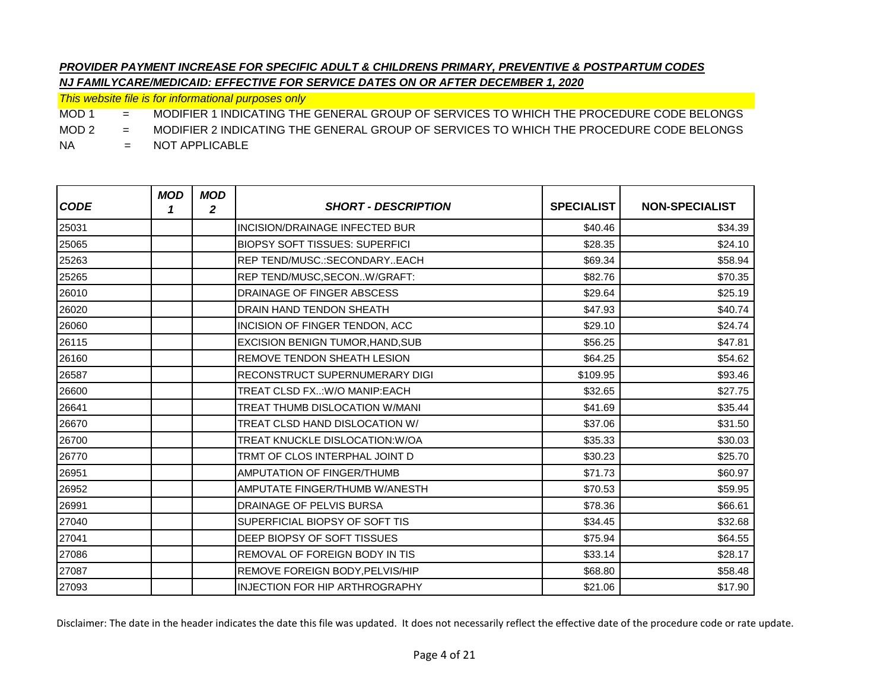***PROVIDER PAYMENT INCREASE FOR SPECIFIC ADULT & CHILDRENS PRIMARY, PREVENTIVE & POSTPARTUM CODES***

***NJ FAMILYCARE/MEDICAID: EFFECTIVE FOR SERVICE DATES ON OR AFTER DECEMBER 1, 2020***

*This website file is for informational purposes only*

MOD 1 = MODIFIER 1 INDICATING THE GENERAL GROUP OF SERVICES TO WHICH THE PROCEDURE CODE BELONGS

MOD 2 = MODIFIER 2 INDICATING THE GENERAL GROUP OF SERVICES TO WHICH THE PROCEDURE CODE BELONGS

NA = NOT APPLICABLE

| *CODE* | *MOD 1* | *MOD 2* | *SHORT - DESCRIPTION* | SPECIALIST | NON-SPECIALIST |
|---|---|---|---|---|---|
| 25031 | | | INCISION/DRAINAGE INFECTED BUR | $40.46 | $34.39 |
| 25065 | | | BIOPSY SOFT TISSUES: SUPERFICI | $28.35 | $24.10 |
| 25263 | | | REP TEND/MUSC.:SECONDARY..EACH | $69.34 | $58.94 |
| 25265 | | | REP TEND/MUSC,SECON..W/GRAFT: | $82.76 | $70.35 |
| 26010 | | | DRAINAGE OF FINGER ABSCESS | $29.64 | $25.19 |
| 26020 | | | DRAIN HAND TENDON SHEATH | $47.93 | $40.74 |
| 26060 | | | INCISION OF FINGER TENDON, ACC | $29.10 | $24.74 |
| 26115 | | | EXCISION BENIGN TUMOR,HAND,SUB | $56.25 | $47.81 |
| 26160 | | | REMOVE TENDON SHEATH LESION | $64.25 | $54.62 |
| 26587 | | | RECONSTRUCT SUPERNUMERARY DIGI | $109.95 | $93.46 |
| 26600 | | | TREAT CLSD FX..:W/O MANIP:EACH | $32.65 | $27.75 |
| 26641 | | | TREAT THUMB DISLOCATION W/MANI | $41.69 | $35.44 |
| 26670 | | | TREAT CLSD HAND DISLOCATION W/ | $37.06 | $31.50 |
| 26700 | | | TREAT KNUCKLE DISLOCATION:W/OA | $35.33 | $30.03 |
| 26770 | | | TRMT OF CLOS INTERPHAL JOINT D | $30.23 | $25.70 |
| 26951 | | | AMPUTATION OF FINGER/THUMB | $71.73 | $60.97 |
| 26952 | | | AMPUTATE FINGER/THUMB W/ANESTH | $70.53 | $59.95 |
| 26991 | | | DRAINAGE OF PELVIS BURSA | $78.36 | $66.61 |
| 27040 | | | SUPERFICIAL BIOPSY OF SOFT TIS | $34.45 | $32.68 |
| 27041 | | | DEEP BIOPSY OF SOFT TISSUES | $75.94 | $64.55 |
| 27086 | | | REMOVAL OF FOREIGN BODY IN TIS | $33.14 | $28.17 |
| 27087 | | | REMOVE FOREIGN BODY,PELVIS/HIP | $68.80 | $58.48 |
| 27093 | | | INJECTION FOR HIP ARTHROGRAPHY | $21.06 | $17.90 |

Disclaimer: The date in the header indicates the date this file was updated. It does not necessarily reflect the effective date of the procedure code or rate update.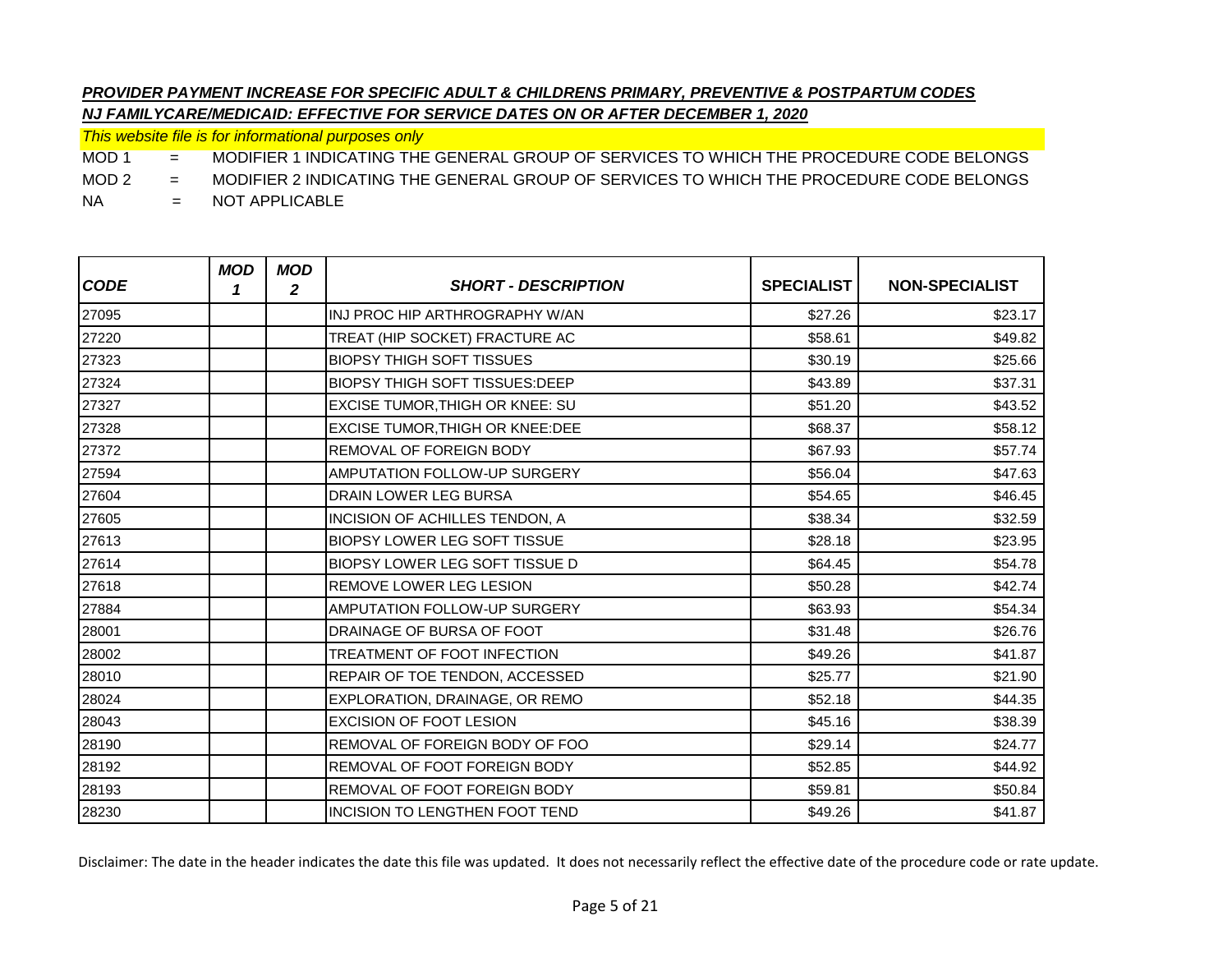***PROVIDER PAYMENT INCREASE FOR SPECIFIC ADULT & CHILDRENS PRIMARY, PREVENTIVE & POSTPARTUM CODES***

***NJ FAMILYCARE/MEDICAID: EFFECTIVE FOR SERVICE DATES ON OR AFTER DECEMBER 1, 2020***

*This website file is for informational purposes only*

MOD 1 = MODIFIER 1 INDICATING THE GENERAL GROUP OF SERVICES TO WHICH THE PROCEDURE CODE BELONGS

MOD 2 = MODIFIER 2 INDICATING THE GENERAL GROUP OF SERVICES TO WHICH THE PROCEDURE CODE BELONGS

NA = NOT APPLICABLE

| CODE | MOD 1 | MOD 2 | SHORT - DESCRIPTION | SPECIALIST | NON-SPECIALIST |
|---|---|---|---|---|---|
| 27095 | | | INJ PROC HIP ARTHROGRAPHY W/AN | $27.26 | $23.17 |
| 27220 | | | TREAT (HIP SOCKET) FRACTURE AC | $58.61 | $49.82 |
| 27323 | | | BIOPSY THIGH SOFT TISSUES | $30.19 | $25.66 |
| 27324 | | | BIOPSY THIGH SOFT TISSUES:DEEP | $43.89 | $37.31 |
| 27327 | | | EXCISE TUMOR,THIGH OR KNEE: SU | $51.20 | $43.52 |
| 27328 | | | EXCISE TUMOR,THIGH OR KNEE:DEE | $68.37 | $58.12 |
| 27372 | | | REMOVAL OF FOREIGN BODY | $67.93 | $57.74 |
| 27594 | | | AMPUTATION FOLLOW-UP SURGERY | $56.04 | $47.63 |
| 27604 | | | DRAIN LOWER LEG BURSA | $54.65 | $46.45 |
| 27605 | | | INCISION OF ACHILLES TENDON, A | $38.34 | $32.59 |
| 27613 | | | BIOPSY LOWER LEG SOFT TISSUE | $28.18 | $23.95 |
| 27614 | | | BIOPSY LOWER LEG SOFT TISSUE D | $64.45 | $54.78 |
| 27618 | | | REMOVE LOWER LEG LESION | $50.28 | $42.74 |
| 27884 | | | AMPUTATION FOLLOW-UP SURGERY | $63.93 | $54.34 |
| 28001 | | | DRAINAGE OF BURSA OF FOOT | $31.48 | $26.76 |
| 28002 | | | TREATMENT OF FOOT INFECTION | $49.26 | $41.87 |
| 28010 | | | REPAIR OF TOE TENDON, ACCESSED | $25.77 | $21.90 |
| 28024 | | | EXPLORATION, DRAINAGE, OR REMO | $52.18 | $44.35 |
| 28043 | | | EXCISION OF FOOT LESION | $45.16 | $38.39 |
| 28190 | | | REMOVAL OF FOREIGN BODY OF FOO | $29.14 | $24.77 |
| 28192 | | | REMOVAL OF FOOT FOREIGN BODY | $52.85 | $44.92 |
| 28193 | | | REMOVAL OF FOOT FOREIGN BODY | $59.81 | $50.84 |
| 28230 | | | INCISION TO LENGTHEN FOOT TEND | $49.26 | $41.87 |

Disclaimer: The date in the header indicates the date this file was updated. It does not necessarily reflect the effective date of the procedure code or rate update.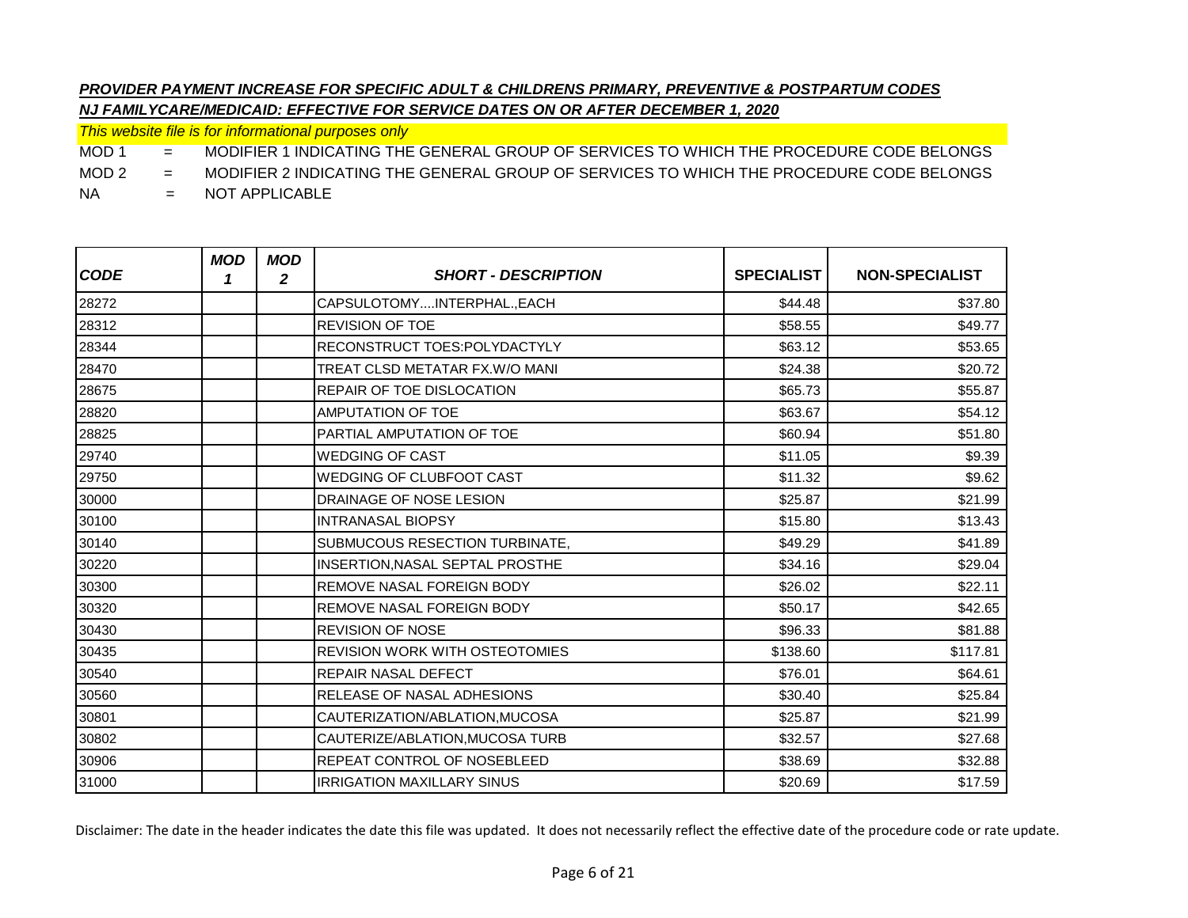***PROVIDER PAYMENT INCREASE FOR SPECIFIC ADULT & CHILDRENS PRIMARY, PREVENTIVE & POSTPARTUM CODES***

***NJ FAMILYCARE/MEDICAID: EFFECTIVE FOR SERVICE DATES ON OR AFTER DECEMBER 1, 2020***

*This website file is for informational purposes only*

MOD 1 = MODIFIER 1 INDICATING THE GENERAL GROUP OF SERVICES TO WHICH THE PROCEDURE CODE BELONGS

MOD 2 = MODIFIER 2 INDICATING THE GENERAL GROUP OF SERVICES TO WHICH THE PROCEDURE CODE BELONGS

NA = NOT APPLICABLE

| *CODE* | *MOD 1* | *MOD 2* | *SHORT - DESCRIPTION* | SPECIALIST | NON-SPECIALIST |
|---|---|---|---|---|---|
| 28272 | | | CAPSULOTOMY....INTERPHAL.,EACH | $44.48 | $37.80 |
| 28312 | | | REVISION OF TOE | $58.55 | $49.77 |
| 28344 | | | RECONSTRUCT TOES:POLYDACTYLY | $63.12 | $53.65 |
| 28470 | | | TREAT CLSD METATAR FX.W/O MANI | $24.38 | $20.72 |
| 28675 | | | REPAIR OF TOE DISLOCATION | $65.73 | $55.87 |
| 28820 | | | AMPUTATION OF TOE | $63.67 | $54.12 |
| 28825 | | | PARTIAL AMPUTATION OF TOE | $60.94 | $51.80 |
| 29740 | | | WEDGING OF CAST | $11.05 | $9.39 |
| 29750 | | | WEDGING OF CLUBFOOT CAST | $11.32 | $9.62 |
| 30000 | | | DRAINAGE OF NOSE LESION | $25.87 | $21.99 |
| 30100 | | | INTRANASAL BIOPSY | $15.80 | $13.43 |
| 30140 | | | SUBMUCOUS RESECTION TURBINATE, | $49.29 | $41.89 |
| 30220 | | | INSERTION,NASAL SEPTAL PROSTHE | $34.16 | $29.04 |
| 30300 | | | REMOVE NASAL FOREIGN BODY | $26.02 | $22.11 |
| 30320 | | | REMOVE NASAL FOREIGN BODY | $50.17 | $42.65 |
| 30430 | | | REVISION OF NOSE | $96.33 | $81.88 |
| 30435 | | | REVISION WORK WITH OSTEOTOMIES | $138.60 | $117.81 |
| 30540 | | | REPAIR NASAL DEFECT | $76.01 | $64.61 |
| 30560 | | | RELEASE OF NASAL ADHESIONS | $30.40 | $25.84 |
| 30801 | | | CAUTERIZATION/ABLATION,MUCOSA | $25.87 | $21.99 |
| 30802 | | | CAUTERIZE/ABLATION,MUCOSA TURB | $32.57 | $27.68 |
| 30906 | | | REPEAT CONTROL OF NOSEBLEED | $38.69 | $32.88 |
| 31000 | | | IRRIGATION MAXILLARY SINUS | $20.69 | $17.59 |

Disclaimer: The date in the header indicates the date this file was updated. It does not necessarily reflect the effective date of the procedure code or rate update.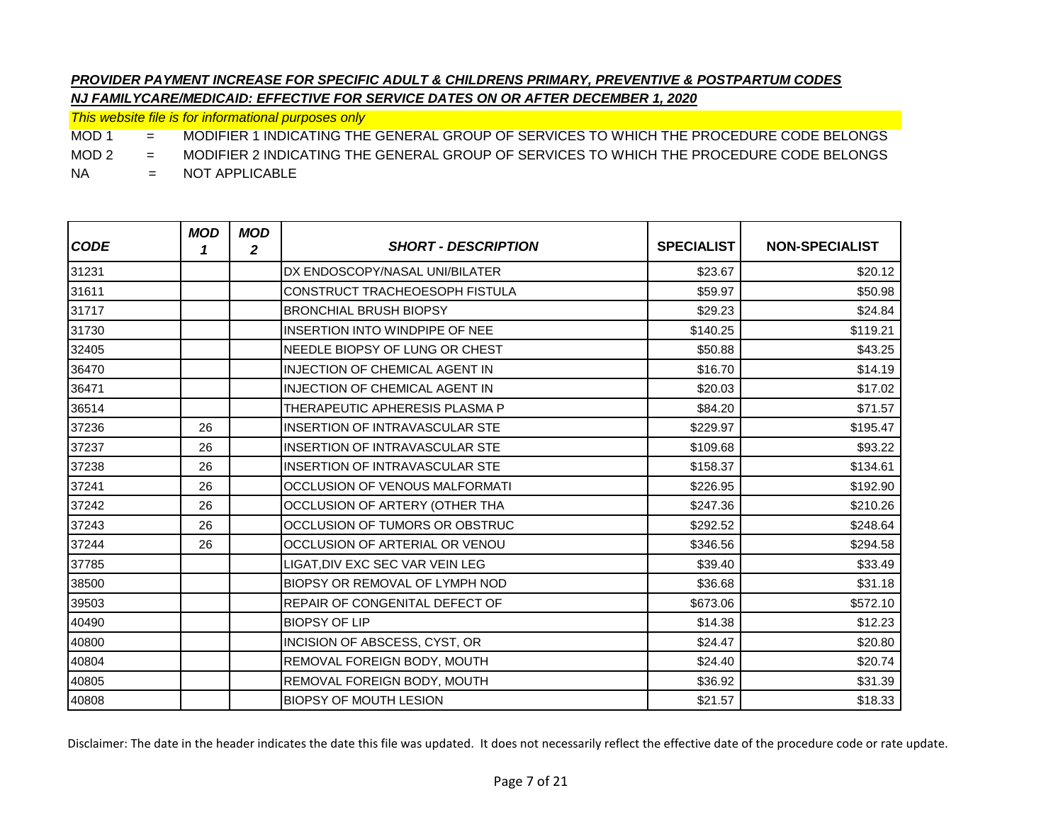***PROVIDER PAYMENT INCREASE FOR SPECIFIC ADULT & CHILDRENS PRIMARY, PREVENTIVE & POSTPARTUM CODES***

***NJ FAMILYCARE/MEDICAID: EFFECTIVE FOR SERVICE DATES ON OR AFTER DECEMBER 1, 2020***

*This website file is for informational purposes only*

MOD 1 = MODIFIER 1 INDICATING THE GENERAL GROUP OF SERVICES TO WHICH THE PROCEDURE CODE BELONGS

MOD 2 = MODIFIER 2 INDICATING THE GENERAL GROUP OF SERVICES TO WHICH THE PROCEDURE CODE BELONGS

NA = NOT APPLICABLE

| *CODE* | *MOD 1* | *MOD 2* | *SHORT - DESCRIPTION* | SPECIALIST | NON-SPECIALIST |
|---|---|---|---|---|---|
| 31231 | | | DX ENDOSCOPY/NASAL UNI/BILATER | $23.67 | $20.12 |
| 31611 | | | CONSTRUCT TRACHEOESOPH FISTULA | $59.97 | $50.98 |
| 31717 | | | BRONCHIAL BRUSH BIOPSY | $29.23 | $24.84 |
| 31730 | | | INSERTION INTO WINDPIPE OF NEE | $140.25 | $119.21 |
| 32405 | | | NEEDLE BIOPSY OF LUNG OR CHEST | $50.88 | $43.25 |
| 36470 | | | INJECTION OF CHEMICAL AGENT IN | $16.70 | $14.19 |
| 36471 | | | INJECTION OF CHEMICAL AGENT IN | $20.03 | $17.02 |
| 36514 | | | THERAPEUTIC APHERESIS PLASMA P | $84.20 | $71.57 |
| 37236 | 26 | | INSERTION OF INTRAVASCULAR STE | $229.97 | $195.47 |
| 37237 | 26 | | INSERTION OF INTRAVASCULAR STE | $109.68 | $93.22 |
| 37238 | 26 | | INSERTION OF INTRAVASCULAR STE | $158.37 | $134.61 |
| 37241 | 26 | | OCCLUSION OF VENOUS MALFORMATI | $226.95 | $192.90 |
| 37242 | 26 | | OCCLUSION OF ARTERY (OTHER THA | $247.36 | $210.26 |
| 37243 | 26 | | OCCLUSION OF TUMORS OR OBSTRUC | $292.52 | $248.64 |
| 37244 | 26 | | OCCLUSION OF ARTERIAL OR VENOU | $346.56 | $294.58 |
| 37785 | | | LIGAT,DIV EXC SEC VAR VEIN LEG | $39.40 | $33.49 |
| 38500 | | | BIOPSY OR REMOVAL OF LYMPH NOD | $36.68 | $31.18 |
| 39503 | | | REPAIR OF CONGENITAL DEFECT OF | $673.06 | $572.10 |
| 40490 | | | BIOPSY OF LIP | $14.38 | $12.23 |
| 40800 | | | INCISION OF ABSCESS, CYST, OR | $24.47 | $20.80 |
| 40804 | | | REMOVAL FOREIGN BODY, MOUTH | $24.40 | $20.74 |
| 40805 | | | REMOVAL FOREIGN BODY, MOUTH | $36.92 | $31.39 |
| 40808 | | | BIOPSY OF MOUTH LESION | $21.57 | $18.33 |

Disclaimer: The date in the header indicates the date this file was updated. It does not necessarily reflect the effective date of the procedure code or rate update.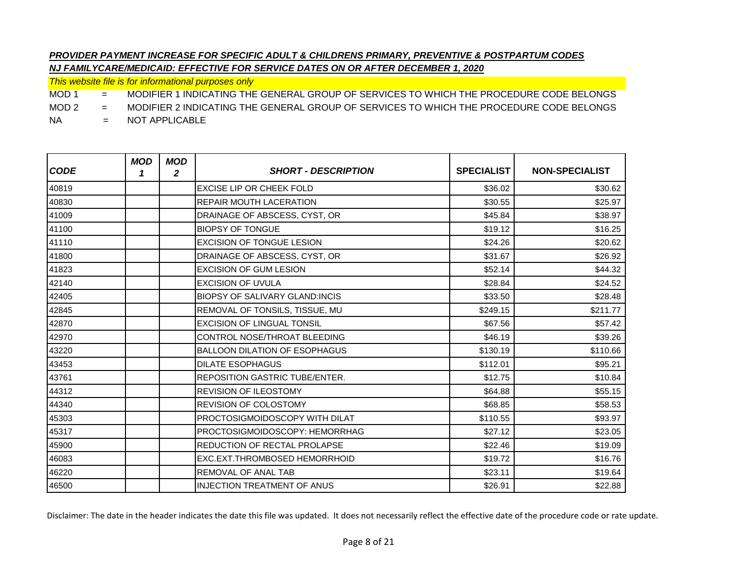***PROVIDER PAYMENT INCREASE FOR SPECIFIC ADULT & CHILDRENS PRIMARY, PREVENTIVE & POSTPARTUM CODES***
***NJ FAMILYCARE/MEDICAID: EFFECTIVE FOR SERVICE DATES ON OR AFTER DECEMBER 1, 2020***

*This website file is for informational purposes only*

MOD 1 = MODIFIER 1 INDICATING THE GENERAL GROUP OF SERVICES TO WHICH THE PROCEDURE CODE BELONGS
MOD 2 = MODIFIER 2 INDICATING THE GENERAL GROUP OF SERVICES TO WHICH THE PROCEDURE CODE BELONGS
NA = NOT APPLICABLE

| CODE | MOD 1 | MOD 2 | SHORT - DESCRIPTION | SPECIALIST | NON-SPECIALIST |
|---|---|---|---|---|---|
| 40819 | | | EXCISE LIP OR CHEEK FOLD | $36.02 | $30.62 |
| 40830 | | | REPAIR MOUTH LACERATION | $30.55 | $25.97 |
| 41009 | | | DRAINAGE OF ABSCESS, CYST, OR | $45.84 | $38.97 |
| 41100 | | | BIOPSY OF TONGUE | $19.12 | $16.25 |
| 41110 | | | EXCISION OF TONGUE LESION | $24.26 | $20.62 |
| 41800 | | | DRAINAGE OF ABSCESS, CYST, OR | $31.67 | $26.92 |
| 41823 | | | EXCISION OF GUM LESION | $52.14 | $44.32 |
| 42140 | | | EXCISION OF UVULA | $28.84 | $24.52 |
| 42405 | | | BIOPSY OF SALIVARY GLAND:INCIS | $33.50 | $28.48 |
| 42845 | | | REMOVAL OF TONSILS, TISSUE, MU | $249.15 | $211.77 |
| 42870 | | | EXCISION OF LINGUAL TONSIL | $67.56 | $57.42 |
| 42970 | | | CONTROL NOSE/THROAT BLEEDING | $46.19 | $39.26 |
| 43220 | | | BALLOON DILATION OF ESOPHAGUS | $130.19 | $110.66 |
| 43453 | | | DILATE ESOPHAGUS | $112.01 | $95.21 |
| 43761 | | | REPOSITION GASTRIC TUBE/ENTER. | $12.75 | $10.84 |
| 44312 | | | REVISION OF ILEOSTOMY | $64.88 | $55.15 |
| 44340 | | | REVISION OF COLOSTOMY | $68.85 | $58.53 |
| 45303 | | | PROCTOSIGMOIDOSCOPY WITH DILAT | $110.55 | $93.97 |
| 45317 | | | PROCTOSIGMOIDOSCOPY: HEMORRHAG | $27.12 | $23.05 |
| 45900 | | | REDUCTION OF RECTAL PROLAPSE | $22.46 | $19.09 |
| 46083 | | | EXC.EXT.THROMBOSED HEMORRHOID | $19.72 | $16.76 |
| 46220 | | | REMOVAL OF ANAL TAB | $23.11 | $19.64 |
| 46500 | | | INJECTION TREATMENT OF ANUS | $26.91 | $22.88 |

Disclaimer: The date in the header indicates the date this file was updated. It does not necessarily reflect the effective date of the procedure code or rate update.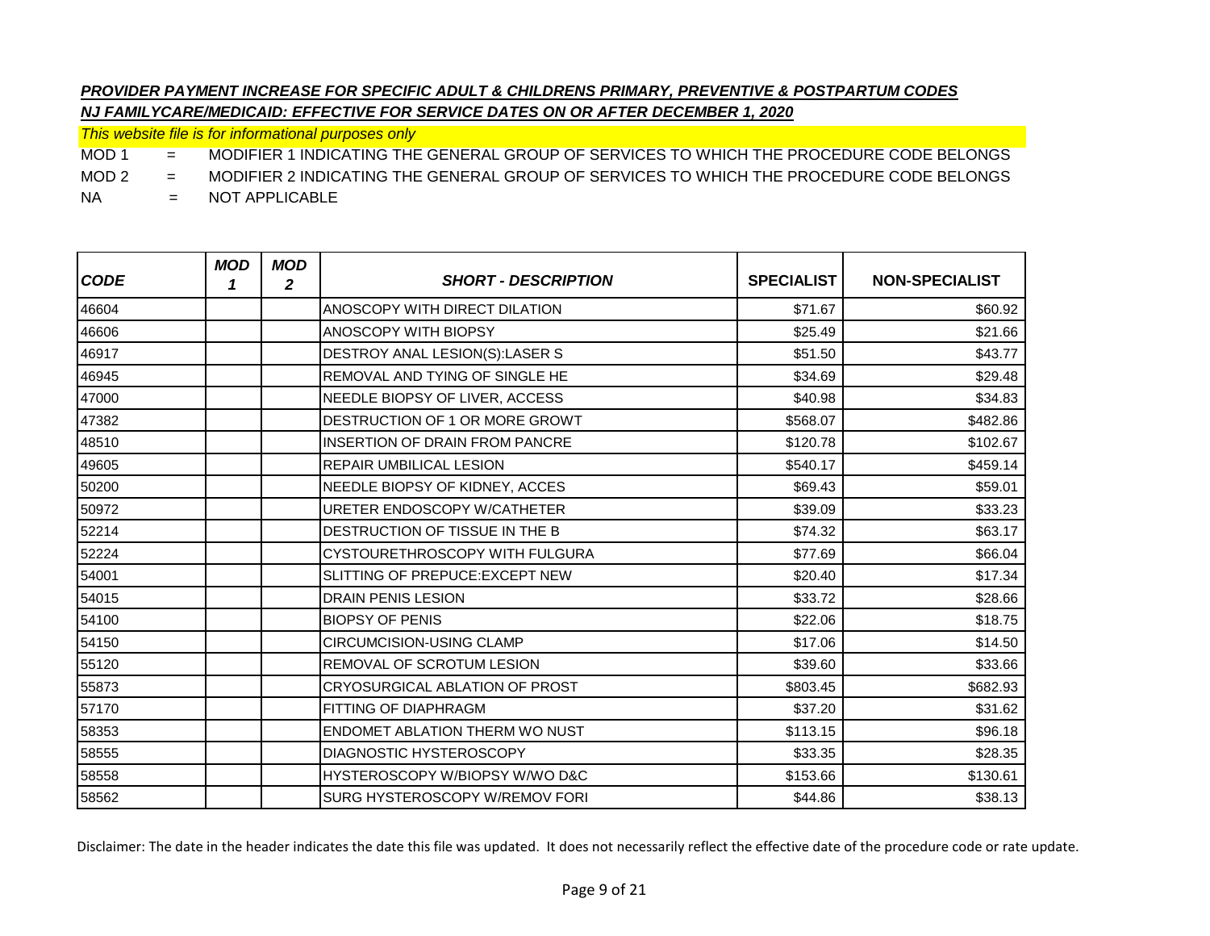***PROVIDER PAYMENT INCREASE FOR SPECIFIC ADULT & CHILDRENS PRIMARY, PREVENTIVE & POSTPARTUM CODES***

***NJ FAMILYCARE/MEDICAID: EFFECTIVE FOR SERVICE DATES ON OR AFTER DECEMBER 1, 2020***

*This website file is for informational purposes only*

MOD 1 = MODIFIER 1 INDICATING THE GENERAL GROUP OF SERVICES TO WHICH THE PROCEDURE CODE BELONGS

MOD 2 = MODIFIER 2 INDICATING THE GENERAL GROUP OF SERVICES TO WHICH THE PROCEDURE CODE BELONGS

NA = NOT APPLICABLE

| CODE | MOD 1 | MOD 2 | SHORT - DESCRIPTION | SPECIALIST | NON-SPECIALIST |
|---|---|---|---|---|---|
| 46604 | | | ANOSCOPY WITH DIRECT DILATION | $71.67 | $60.92 |
| 46606 | | | ANOSCOPY WITH BIOPSY | $25.49 | $21.66 |
| 46917 | | | DESTROY ANAL LESION(S):LASER S | $51.50 | $43.77 |
| 46945 | | | REMOVAL AND TYING OF SINGLE HE | $34.69 | $29.48 |
| 47000 | | | NEEDLE BIOPSY OF LIVER, ACCESS | $40.98 | $34.83 |
| 47382 | | | DESTRUCTION OF 1 OR MORE GROWT | $568.07 | $482.86 |
| 48510 | | | INSERTION OF DRAIN FROM PANCRE | $120.78 | $102.67 |
| 49605 | | | REPAIR UMBILICAL LESION | $540.17 | $459.14 |
| 50200 | | | NEEDLE BIOPSY OF KIDNEY, ACCES | $69.43 | $59.01 |
| 50972 | | | URETER ENDOSCOPY W/CATHETER | $39.09 | $33.23 |
| 52214 | | | DESTRUCTION OF TISSUE IN THE B | $74.32 | $63.17 |
| 52224 | | | CYSTOURETHROSCOPY WITH FULGURA | $77.69 | $66.04 |
| 54001 | | | SLITTING OF PREPUCE:EXCEPT NEW | $20.40 | $17.34 |
| 54015 | | | DRAIN PENIS LESION | $33.72 | $28.66 |
| 54100 | | | BIOPSY OF PENIS | $22.06 | $18.75 |
| 54150 | | | CIRCUMCISION-USING CLAMP | $17.06 | $14.50 |
| 55120 | | | REMOVAL OF SCROTUM LESION | $39.60 | $33.66 |
| 55873 | | | CRYOSURGICAL ABLATION OF PROST | $803.45 | $682.93 |
| 57170 | | | FITTING OF DIAPHRAGM | $37.20 | $31.62 |
| 58353 | | | ENDOMET ABLATION THERM WO NUST | $113.15 | $96.18 |
| 58555 | | | DIAGNOSTIC HYSTEROSCOPY | $33.35 | $28.35 |
| 58558 | | | HYSTEROSCOPY W/BIOPSY W/WO D&C | $153.66 | $130.61 |
| 58562 | | | SURG HYSTEROSCOPY W/REMOV FORI | $44.86 | $38.13 |

Disclaimer: The date in the header indicates the date this file was updated. It does not necessarily reflect the effective date of the procedure code or rate update.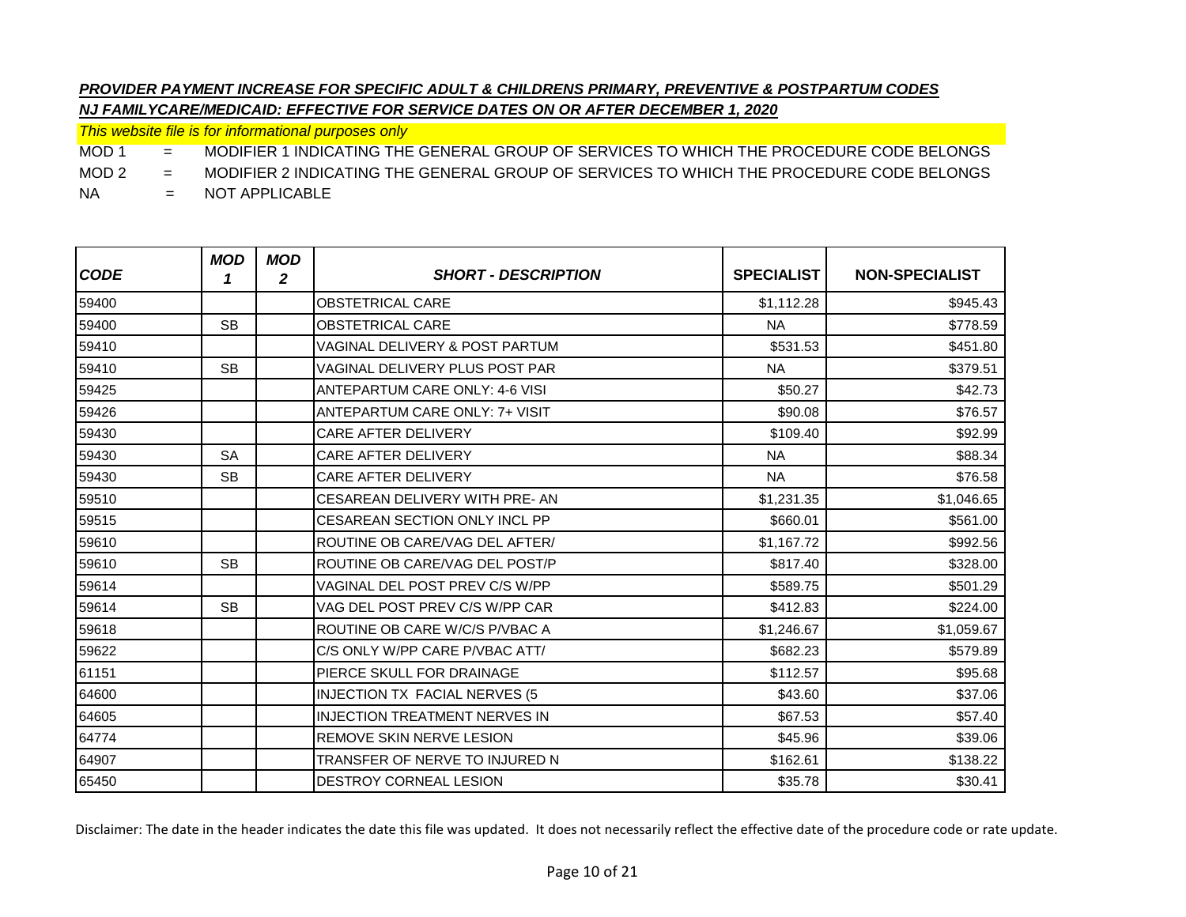***PROVIDER PAYMENT INCREASE FOR SPECIFIC ADULT & CHILDRENS PRIMARY, PREVENTIVE & POSTPARTUM CODES***

***NJ FAMILYCARE/MEDICAID: EFFECTIVE FOR SERVICE DATES ON OR AFTER DECEMBER 1, 2020***

*This website file is for informational purposes only*

MOD 1 = MODIFIER 1 INDICATING THE GENERAL GROUP OF SERVICES TO WHICH THE PROCEDURE CODE BELONGS

MOD 2 = MODIFIER 2 INDICATING THE GENERAL GROUP OF SERVICES TO WHICH THE PROCEDURE CODE BELONGS

NA = NOT APPLICABLE

| *CODE* | *MOD 1* | *MOD 2* | *SHORT - DESCRIPTION* | SPECIALIST | NON-SPECIALIST |
|---|---|---|---|---|---|
| 59400 | | | OBSTETRICAL CARE | $1,112.28 | $945.43 |
| 59400 | SB | | OBSTETRICAL CARE | NA | $778.59 |
| 59410 | | | VAGINAL DELIVERY & POST PARTUM | $531.53 | $451.80 |
| 59410 | SB | | VAGINAL DELIVERY PLUS POST PAR | NA | $379.51 |
| 59425 | | | ANTEPARTUM CARE ONLY: 4-6 VISI | $50.27 | $42.73 |
| 59426 | | | ANTEPARTUM CARE ONLY: 7+ VISIT | $90.08 | $76.57 |
| 59430 | | | CARE AFTER DELIVERY | $109.40 | $92.99 |
| 59430 | SA | | CARE AFTER DELIVERY | NA | $88.34 |
| 59430 | SB | | CARE AFTER DELIVERY | NA | $76.58 |
| 59510 | | | CESAREAN DELIVERY WITH PRE- AN | $1,231.35 | $1,046.65 |
| 59515 | | | CESAREAN SECTION ONLY INCL PP | $660.01 | $561.00 |
| 59610 | | | ROUTINE OB CARE/VAG DEL AFTER/ | $1,167.72 | $992.56 |
| 59610 | SB | | ROUTINE OB CARE/VAG DEL POST/P | $817.40 | $328.00 |
| 59614 | | | VAGINAL DEL POST PREV C/S W/PP | $589.75 | $501.29 |
| 59614 | SB | | VAG DEL POST PREV C/S W/PP CAR | $412.83 | $224.00 |
| 59618 | | | ROUTINE OB CARE W/C/S P/VBAC A | $1,246.67 | $1,059.67 |
| 59622 | | | C/S ONLY W/PP CARE P/VBAC ATT/ | $682.23 | $579.89 |
| 61151 | | | PIERCE SKULL FOR DRAINAGE | $112.57 | $95.68 |
| 64600 | | | INJECTION TX FACIAL NERVES (5 | $43.60 | $37.06 |
| 64605 | | | INJECTION TREATMENT NERVES IN | $67.53 | $57.40 |
| 64774 | | | REMOVE SKIN NERVE LESION | $45.96 | $39.06 |
| 64907 | | | TRANSFER OF NERVE TO INJURED N | $162.61 | $138.22 |
| 65450 | | | DESTROY CORNEAL LESION | $35.78 | $30.41 |

Disclaimer: The date in the header indicates the date this file was updated. It does not necessarily reflect the effective date of the procedure code or rate update.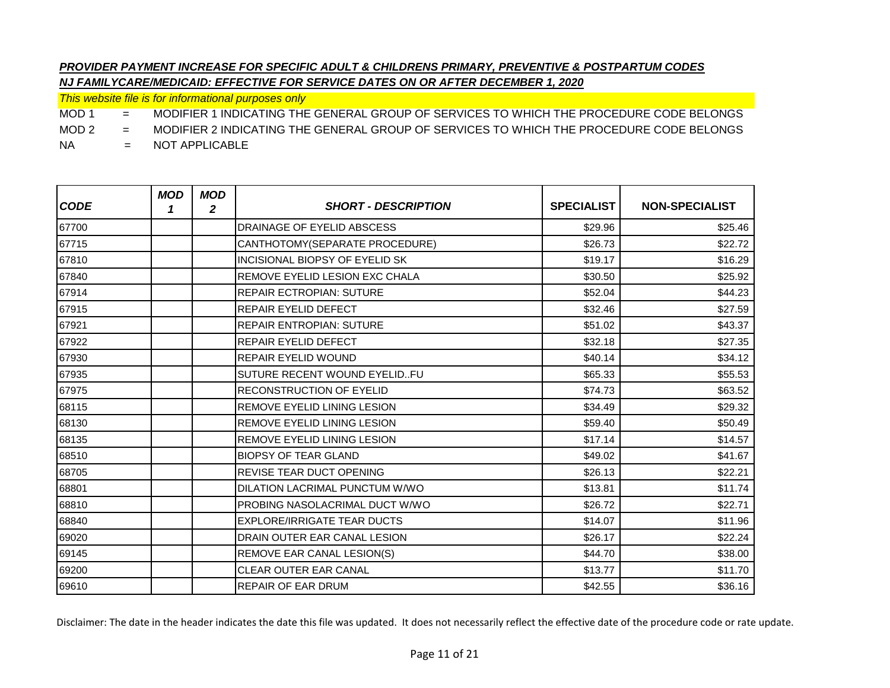***PROVIDER PAYMENT INCREASE FOR SPECIFIC ADULT & CHILDRENS PRIMARY, PREVENTIVE & POSTPARTUM CODES***

***NJ FAMILYCARE/MEDICAID: EFFECTIVE FOR SERVICE DATES ON OR AFTER DECEMBER 1, 2020***

*This website file is for informational purposes only*

MOD 1 = MODIFIER 1 INDICATING THE GENERAL GROUP OF SERVICES TO WHICH THE PROCEDURE CODE BELONGS

MOD 2 = MODIFIER 2 INDICATING THE GENERAL GROUP OF SERVICES TO WHICH THE PROCEDURE CODE BELONGS

NA = NOT APPLICABLE

| CODE | MOD 1 | MOD 2 | SHORT - DESCRIPTION | SPECIALIST | NON-SPECIALIST |
|---|---|---|---|---|---|
| 67700 | | | DRAINAGE OF EYELID ABSCESS | $29.96 | $25.46 |
| 67715 | | | CANTHOTOMY(SEPARATE PROCEDURE) | $26.73 | $22.72 |
| 67810 | | | INCISIONAL BIOPSY OF EYELID SK | $19.17 | $16.29 |
| 67840 | | | REMOVE EYELID LESION EXC CHALA | $30.50 | $25.92 |
| 67914 | | | REPAIR ECTROPIAN: SUTURE | $52.04 | $44.23 |
| 67915 | | | REPAIR EYELID DEFECT | $32.46 | $27.59 |
| 67921 | | | REPAIR ENTROPIAN: SUTURE | $51.02 | $43.37 |
| 67922 | | | REPAIR EYELID DEFECT | $32.18 | $27.35 |
| 67930 | | | REPAIR EYELID WOUND | $40.14 | $34.12 |
| 67935 | | | SUTURE RECENT WOUND EYELID..FU | $65.33 | $55.53 |
| 67975 | | | RECONSTRUCTION OF EYELID | $74.73 | $63.52 |
| 68115 | | | REMOVE EYELID LINING LESION | $34.49 | $29.32 |
| 68130 | | | REMOVE EYELID LINING LESION | $59.40 | $50.49 |
| 68135 | | | REMOVE EYELID LINING LESION | $17.14 | $14.57 |
| 68510 | | | BIOPSY OF TEAR GLAND | $49.02 | $41.67 |
| 68705 | | | REVISE TEAR DUCT OPENING | $26.13 | $22.21 |
| 68801 | | | DILATION LACRIMAL PUNCTUM W/WO | $13.81 | $11.74 |
| 68810 | | | PROBING NASOLACRIMAL DUCT W/WO | $26.72 | $22.71 |
| 68840 | | | EXPLORE/IRRIGATE TEAR DUCTS | $14.07 | $11.96 |
| 69020 | | | DRAIN OUTER EAR CANAL LESION | $26.17 | $22.24 |
| 69145 | | | REMOVE EAR CANAL LESION(S) | $44.70 | $38.00 |
| 69200 | | | CLEAR OUTER EAR CANAL | $13.77 | $11.70 |
| 69610 | | | REPAIR OF EAR DRUM | $42.55 | $36.16 |

Disclaimer: The date in the header indicates the date this file was updated. It does not necessarily reflect the effective date of the procedure code or rate update.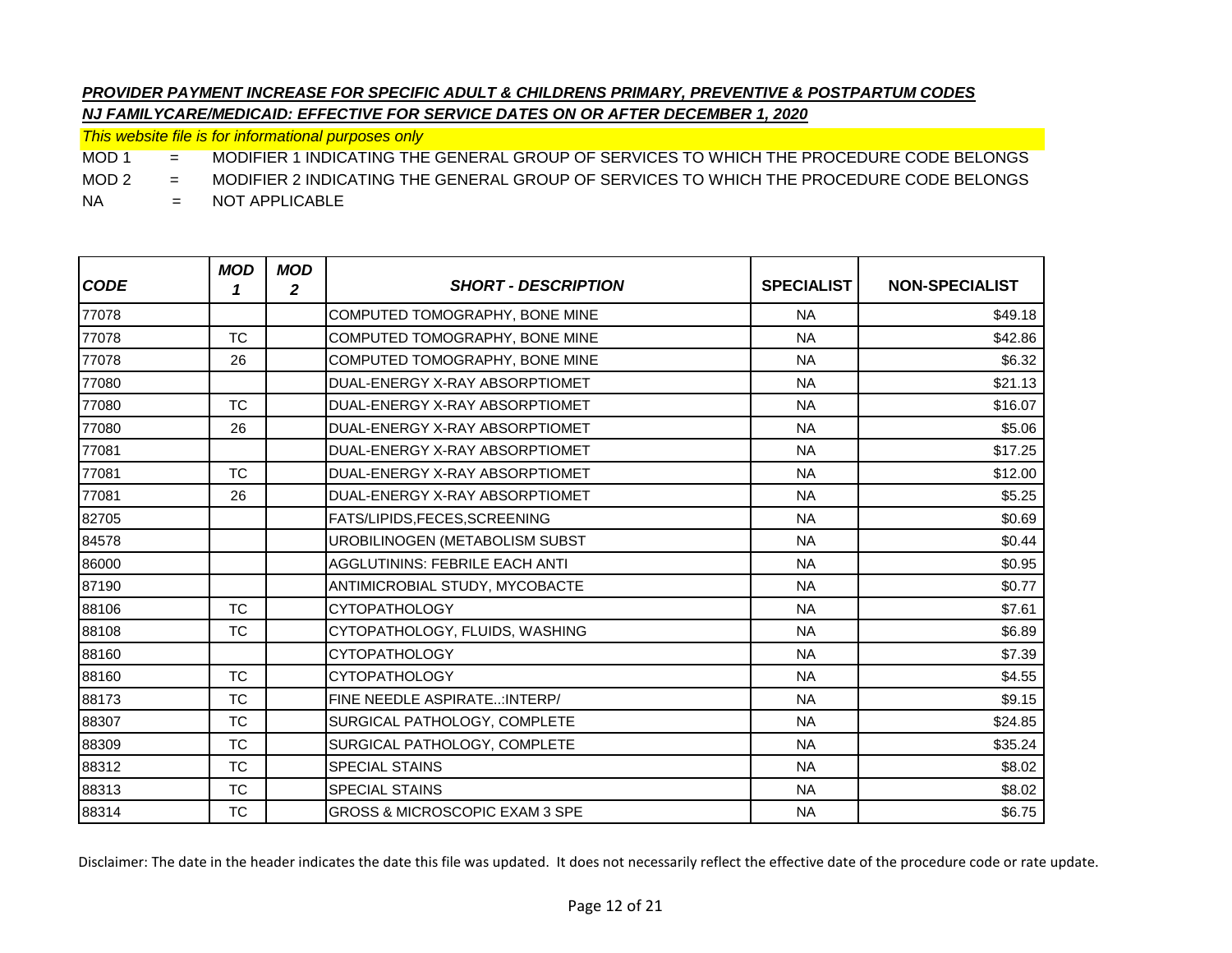***PROVIDER PAYMENT INCREASE FOR SPECIFIC ADULT & CHILDRENS PRIMARY, PREVENTIVE & POSTPARTUM CODES***

***NJ FAMILYCARE/MEDICAID: EFFECTIVE FOR SERVICE DATES ON OR AFTER DECEMBER 1, 2020***

*This website file is for informational purposes only*

MOD 1 = MODIFIER 1 INDICATING THE GENERAL GROUP OF SERVICES TO WHICH THE PROCEDURE CODE BELONGS

MOD 2 = MODIFIER 2 INDICATING THE GENERAL GROUP OF SERVICES TO WHICH THE PROCEDURE CODE BELONGS

NA = NOT APPLICABLE

| CODE | MOD 1 | MOD 2 | SHORT - DESCRIPTION | SPECIALIST | NON-SPECIALIST |
|---|---|---|---|---|---|
| 77078 | | | COMPUTED TOMOGRAPHY, BONE MINE | NA | $49.18 |
| 77078 | TC | | COMPUTED TOMOGRAPHY, BONE MINE | NA | $42.86 |
| 77078 | 26 | | COMPUTED TOMOGRAPHY, BONE MINE | NA | $6.32 |
| 77080 | | | DUAL-ENERGY X-RAY ABSORPTIOMET | NA | $21.13 |
| 77080 | TC | | DUAL-ENERGY X-RAY ABSORPTIOMET | NA | $16.07 |
| 77080 | 26 | | DUAL-ENERGY X-RAY ABSORPTIOMET | NA | $5.06 |
| 77081 | | | DUAL-ENERGY X-RAY ABSORPTIOMET | NA | $17.25 |
| 77081 | TC | | DUAL-ENERGY X-RAY ABSORPTIOMET | NA | $12.00 |
| 77081 | 26 | | DUAL-ENERGY X-RAY ABSORPTIOMET | NA | $5.25 |
| 82705 | | | FATS/LIPIDS,FECES,SCREENING | NA | $0.69 |
| 84578 | | | UROBILINOGEN (METABOLISM SUBST | NA | $0.44 |
| 86000 | | | AGGLUTININS: FEBRILE EACH ANTI | NA | $0.95 |
| 87190 | | | ANTIMICROBIAL STUDY, MYCOBACTE | NA | $0.77 |
| 88106 | TC | | CYTOPATHOLOGY | NA | $7.61 |
| 88108 | TC | | CYTOPATHOLOGY, FLUIDS, WASHING | NA | $6.89 |
| 88160 | | | CYTOPATHOLOGY | NA | $7.39 |
| 88160 | TC | | CYTOPATHOLOGY | NA | $4.55 |
| 88173 | TC | | FINE NEEDLE ASPIRATE..:INTERP/ | NA | $9.15 |
| 88307 | TC | | SURGICAL PATHOLOGY, COMPLETE | NA | $24.85 |
| 88309 | TC | | SURGICAL PATHOLOGY, COMPLETE | NA | $35.24 |
| 88312 | TC | | SPECIAL STAINS | NA | $8.02 |
| 88313 | TC | | SPECIAL STAINS | NA | $8.02 |
| 88314 | TC | | GROSS & MICROSCOPIC EXAM 3 SPE | NA | $6.75 |

Disclaimer: The date in the header indicates the date this file was updated. It does not necessarily reflect the effective date of the procedure code or rate update.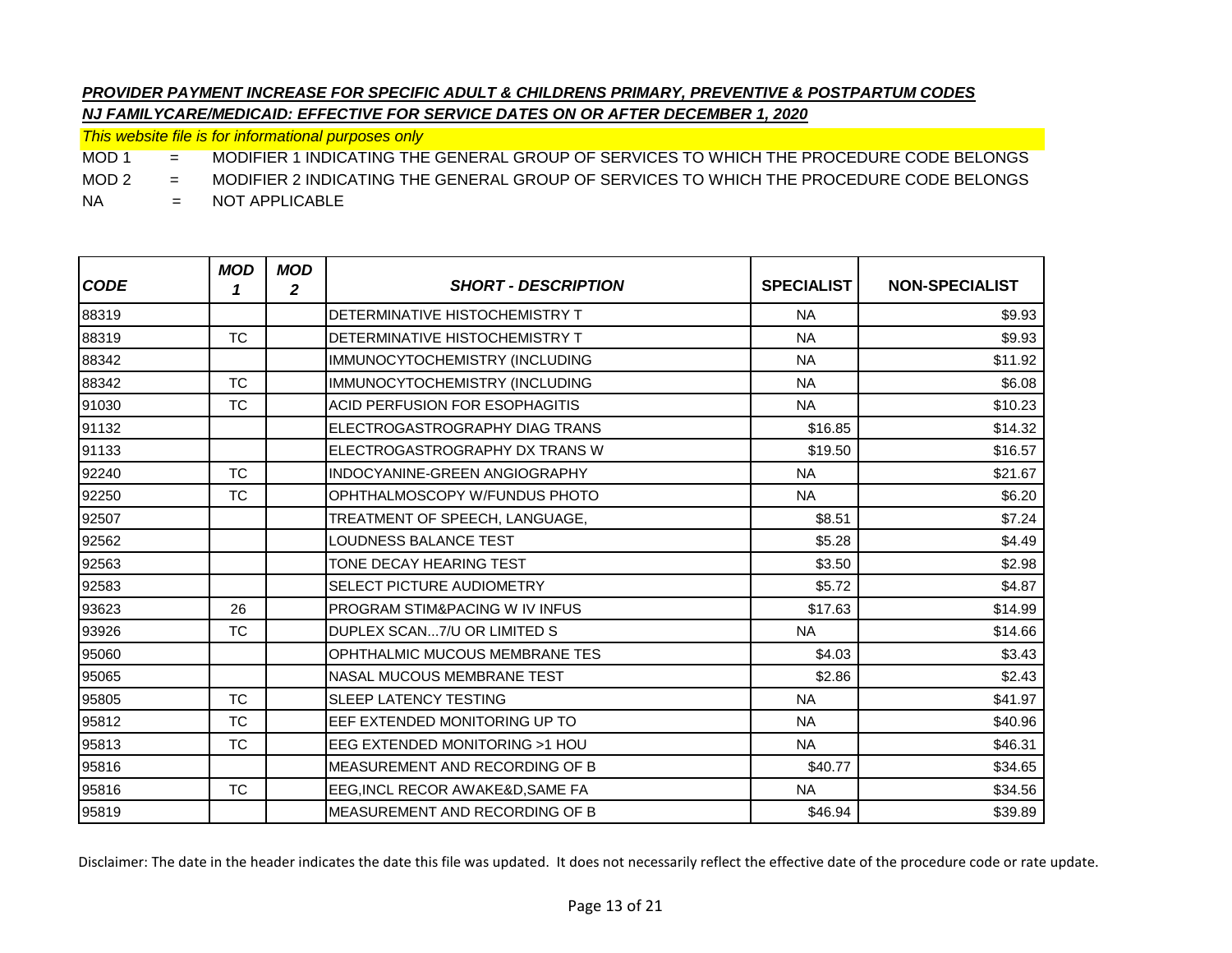***PROVIDER PAYMENT INCREASE FOR SPECIFIC ADULT & CHILDRENS PRIMARY, PREVENTIVE & POSTPARTUM CODES***

***NJ FAMILYCARE/MEDICAID: EFFECTIVE FOR SERVICE DATES ON OR AFTER DECEMBER 1, 2020***

*This website file is for informational purposes only*

MOD 1 = MODIFIER 1 INDICATING THE GENERAL GROUP OF SERVICES TO WHICH THE PROCEDURE CODE BELONGS

MOD 2 = MODIFIER 2 INDICATING THE GENERAL GROUP OF SERVICES TO WHICH THE PROCEDURE CODE BELONGS

NA = NOT APPLICABLE

| CODE | MOD 1 | MOD 2 | SHORT - DESCRIPTION | SPECIALIST | NON-SPECIALIST |
|---|---|---|---|---|---|
| 88319 | | | DETERMINATIVE HISTOCHEMISTRY T | NA | $9.93 |
| 88319 | TC | | DETERMINATIVE HISTOCHEMISTRY T | NA | $9.93 |
| 88342 | | | IMMUNOCYTOCHEMISTRY (INCLUDING | NA | $11.92 |
| 88342 | TC | | IMMUNOCYTOCHEMISTRY (INCLUDING | NA | $6.08 |
| 91030 | TC | | ACID PERFUSION FOR ESOPHAGITIS | NA | $10.23 |
| 91132 | | | ELECTROGASTROGRAPHY DIAG TRANS | $16.85 | $14.32 |
| 91133 | | | ELECTROGASTROGRAPHY DX TRANS W | $19.50 | $16.57 |
| 92240 | TC | | INDOCYANINE-GREEN ANGIOGRAPHY | NA | $21.67 |
| 92250 | TC | | OPHTHALMOSCOPY W/FUNDUS PHOTO | NA | $6.20 |
| 92507 | | | TREATMENT OF SPEECH, LANGUAGE, | $8.51 | $7.24 |
| 92562 | | | LOUDNESS BALANCE TEST | $5.28 | $4.49 |
| 92563 | | | TONE DECAY HEARING TEST | $3.50 | $2.98 |
| 92583 | | | SELECT PICTURE AUDIOMETRY | $5.72 | $4.87 |
| 93623 | 26 | | PROGRAM STIM&PACING W IV INFUS | $17.63 | $14.99 |
| 93926 | TC | | DUPLEX SCAN...7/U OR LIMITED S | NA | $14.66 |
| 95060 | | | OPHTHALMIC MUCOUS MEMBRANE TES | $4.03 | $3.43 |
| 95065 | | | NASAL MUCOUS MEMBRANE TEST | $2.86 | $2.43 |
| 95805 | TC | | SLEEP LATENCY TESTING | NA | $41.97 |
| 95812 | TC | | EEF EXTENDED MONITORING UP TO | NA | $40.96 |
| 95813 | TC | | EEG EXTENDED MONITORING >1 HOU | NA | $46.31 |
| 95816 | | | MEASUREMENT AND RECORDING OF B | $40.77 | $34.65 |
| 95816 | TC | | EEG,INCL RECOR AWAKE&D,SAME FA | NA | $34.56 |
| 95819 | | | MEASUREMENT AND RECORDING OF B | $46.94 | $39.89 |

Disclaimer: The date in the header indicates the date this file was updated. It does not necessarily reflect the effective date of the procedure code or rate update.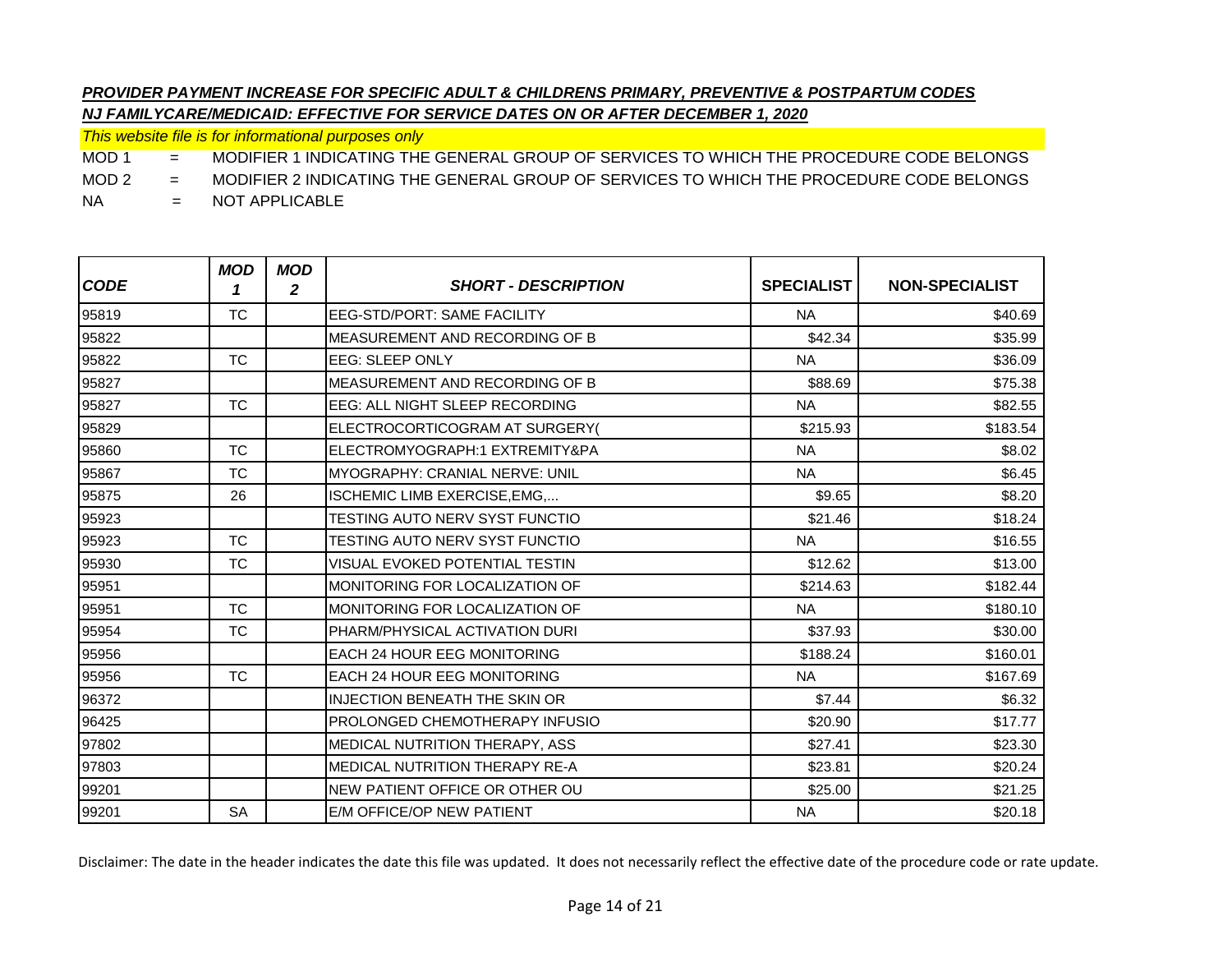***PROVIDER PAYMENT INCREASE FOR SPECIFIC ADULT & CHILDRENS PRIMARY, PREVENTIVE & POSTPARTUM CODES***

***NJ FAMILYCARE/MEDICAID: EFFECTIVE FOR SERVICE DATES ON OR AFTER DECEMBER 1, 2020***

*This website file is for informational purposes only*

MOD 1 = MODIFIER 1 INDICATING THE GENERAL GROUP OF SERVICES TO WHICH THE PROCEDURE CODE BELONGS

MOD 2 = MODIFIER 2 INDICATING THE GENERAL GROUP OF SERVICES TO WHICH THE PROCEDURE CODE BELONGS

NA = NOT APPLICABLE

| CODE | MOD 1 | MOD 2 | SHORT - DESCRIPTION | SPECIALIST | NON-SPECIALIST |
|---|---|---|---|---|---|
| 95819 | TC | | EEG-STD/PORT: SAME FACILITY | NA | $40.69 |
| 95822 | | | MEASUREMENT AND RECORDING OF B | $42.34 | $35.99 |
| 95822 | TC | | EEG: SLEEP ONLY | NA | $36.09 |
| 95827 | | | MEASUREMENT AND RECORDING OF B | $88.69 | $75.38 |
| 95827 | TC | | EEG: ALL NIGHT SLEEP RECORDING | NA | $82.55 |
| 95829 | | | ELECTROCORTICOGRAM AT SURGERY( | $215.93 | $183.54 |
| 95860 | TC | | ELECTROMYOGRAPH:1 EXTREMITY&PA | NA | $8.02 |
| 95867 | TC | | MYOGRAPHY: CRANIAL NERVE: UNIL | NA | $6.45 |
| 95875 | 26 | | ISCHEMIC LIMB EXERCISE,EMG,... | $9.65 | $8.20 |
| 95923 | | | TESTING AUTO NERV SYST FUNCTIO | $21.46 | $18.24 |
| 95923 | TC | | TESTING AUTO NERV SYST FUNCTIO | NA | $16.55 |
| 95930 | TC | | VISUAL EVOKED POTENTIAL TESTIN | $12.62 | $13.00 |
| 95951 | | | MONITORING FOR LOCALIZATION OF | $214.63 | $182.44 |
| 95951 | TC | | MONITORING FOR LOCALIZATION OF | NA | $180.10 |
| 95954 | TC | | PHARM/PHYSICAL ACTIVATION DURI | $37.93 | $30.00 |
| 95956 | | | EACH 24 HOUR EEG MONITORING | $188.24 | $160.01 |
| 95956 | TC | | EACH 24 HOUR EEG MONITORING | NA | $167.69 |
| 96372 | | | INJECTION BENEATH THE SKIN OR | $7.44 | $6.32 |
| 96425 | | | PROLONGED CHEMOTHERAPY INFUSIO | $20.90 | $17.77 |
| 97802 | | | MEDICAL NUTRITION THERAPY, ASS | $27.41 | $23.30 |
| 97803 | | | MEDICAL NUTRITION THERAPY RE-A | $23.81 | $20.24 |
| 99201 | | | NEW PATIENT OFFICE OR OTHER OU | $25.00 | $21.25 |
| 99201 | SA | | E/M OFFICE/OP NEW PATIENT | NA | $20.18 |

Disclaimer: The date in the header indicates the date this file was updated. It does not necessarily reflect the effective date of the procedure code or rate update.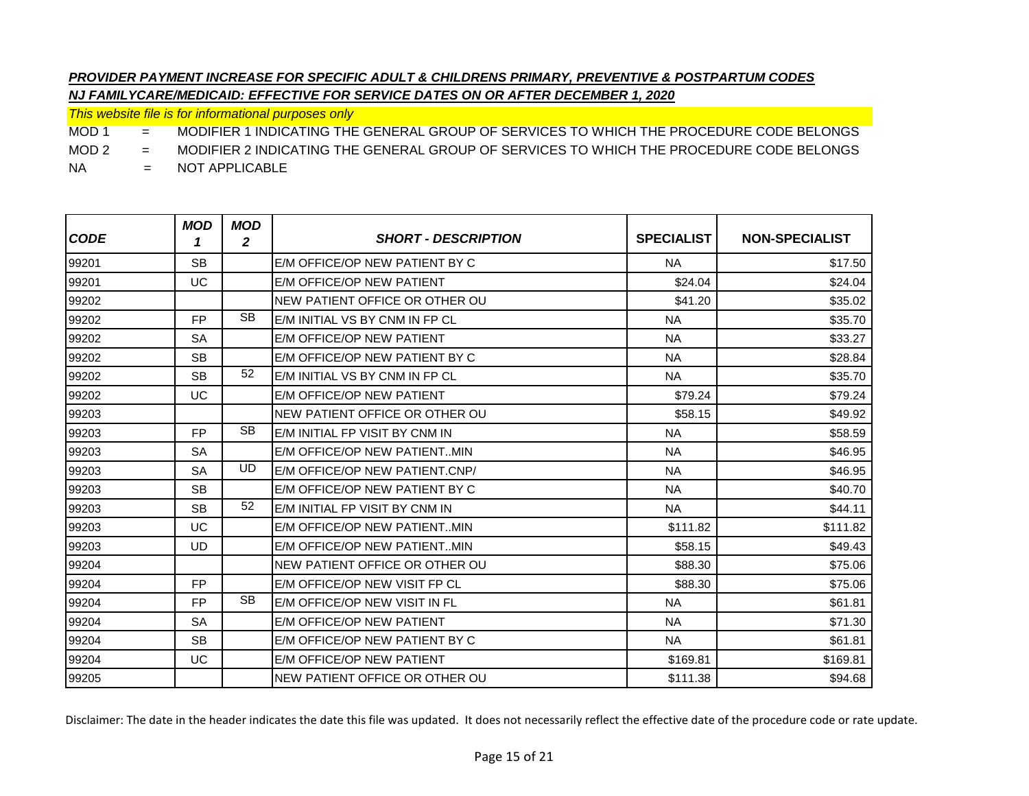***PROVIDER PAYMENT INCREASE FOR SPECIFIC ADULT & CHILDRENS PRIMARY, PREVENTIVE & POSTPARTUM CODES***

***NJ FAMILYCARE/MEDICAID: EFFECTIVE FOR SERVICE DATES ON OR AFTER DECEMBER 1, 2020***

*This website file is for informational purposes only*

MOD 1 = MODIFIER 1 INDICATING THE GENERAL GROUP OF SERVICES TO WHICH THE PROCEDURE CODE BELONGS

MOD 2 = MODIFIER 2 INDICATING THE GENERAL GROUP OF SERVICES TO WHICH THE PROCEDURE CODE BELONGS

NA = NOT APPLICABLE

| CODE | MOD 1 | MOD 2 | SHORT - DESCRIPTION | SPECIALIST | NON-SPECIALIST |
|---|---|---|---|---|---|
| 99201 | SB | | E/M OFFICE/OP NEW PATIENT BY C | NA | $17.50 |
| 99201 | UC | | E/M OFFICE/OP NEW PATIENT | $24.04 | $24.04 |
| 99202 | | | NEW PATIENT OFFICE OR OTHER OU | $41.20 | $35.02 |
| 99202 | FP | SB | E/M INITIAL VS BY CNM IN FP CL | NA | $35.70 |
| 99202 | SA | | E/M OFFICE/OP NEW PATIENT | NA | $33.27 |
| 99202 | SB | | E/M OFFICE/OP NEW PATIENT BY C | NA | $28.84 |
| 99202 | SB | 52 | E/M INITIAL VS BY CNM IN FP CL | NA | $35.70 |
| 99202 | UC | | E/M OFFICE/OP NEW PATIENT | $79.24 | $79.24 |
| 99203 | | | NEW PATIENT OFFICE OR OTHER OU | $58.15 | $49.92 |
| 99203 | FP | SB | E/M INITIAL FP VISIT BY CNM IN | NA | $58.59 |
| 99203 | SA | | E/M OFFICE/OP NEW PATIENT..MIN | NA | $46.95 |
| 99203 | SA | UD | E/M OFFICE/OP NEW PATIENT.CNP/ | NA | $46.95 |
| 99203 | SB | | E/M OFFICE/OP NEW PATIENT BY C | NA | $40.70 |
| 99203 | SB | 52 | E/M INITIAL FP VISIT BY CNM IN | NA | $44.11 |
| 99203 | UC | | E/M OFFICE/OP NEW PATIENT..MIN | $111.82 | $111.82 |
| 99203 | UD | | E/M OFFICE/OP NEW PATIENT..MIN | $58.15 | $49.43 |
| 99204 | | | NEW PATIENT OFFICE OR OTHER OU | $88.30 | $75.06 |
| 99204 | FP | | E/M OFFICE/OP NEW VISIT FP CL | $88.30 | $75.06 |
| 99204 | FP | SB | E/M OFFICE/OP NEW VISIT IN FL | NA | $61.81 |
| 99204 | SA | | E/M OFFICE/OP NEW PATIENT | NA | $71.30 |
| 99204 | SB | | E/M OFFICE/OP NEW PATIENT BY C | NA | $61.81 |
| 99204 | UC | | E/M OFFICE/OP NEW PATIENT | $169.81 | $169.81 |
| 99205 | | | NEW PATIENT OFFICE OR OTHER OU | $111.38 | $94.68 |

Disclaimer: The date in the header indicates the date this file was updated. It does not necessarily reflect the effective date of the procedure code or rate update.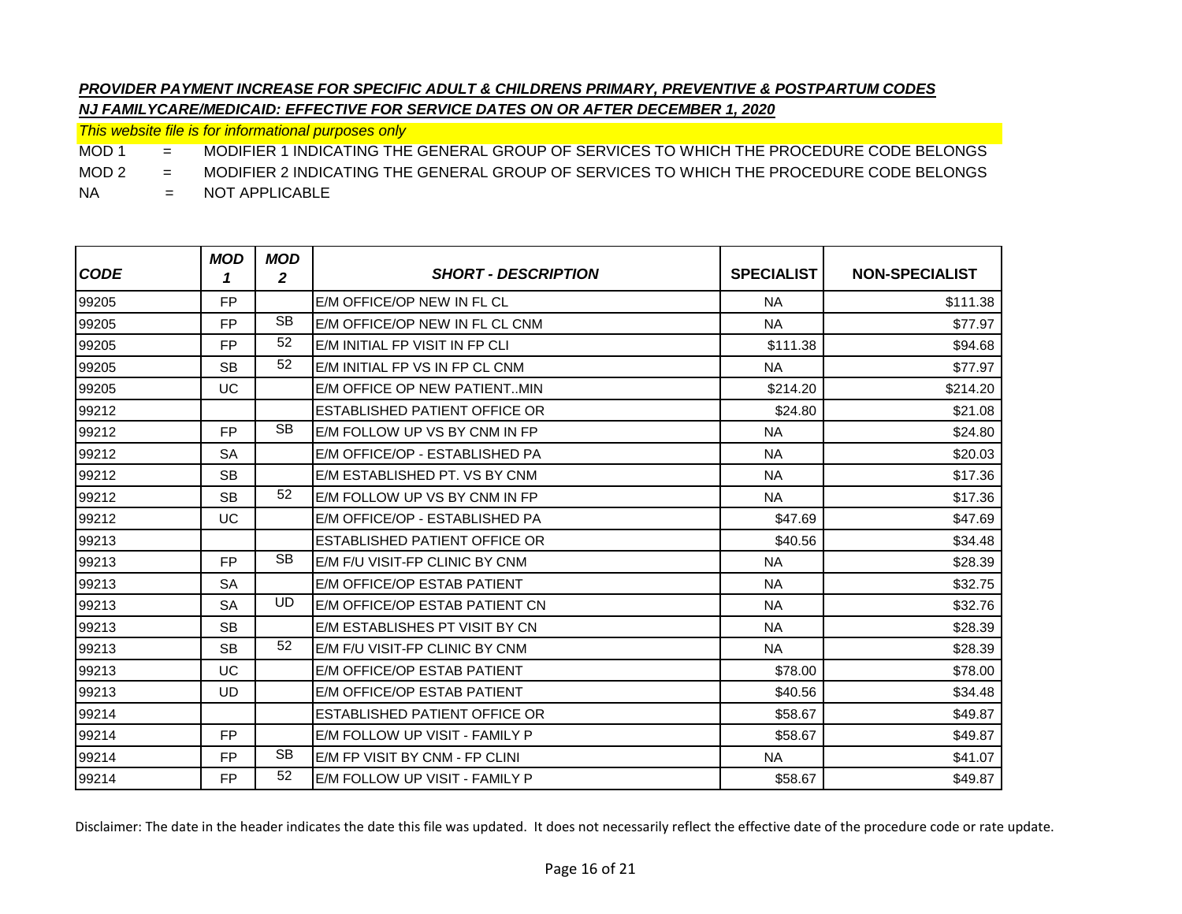***PROVIDER PAYMENT INCREASE FOR SPECIFIC ADULT & CHILDRENS PRIMARY, PREVENTIVE & POSTPARTUM CODES***

***NJ FAMILYCARE/MEDICAID: EFFECTIVE FOR SERVICE DATES ON OR AFTER DECEMBER 1, 2020***

*This website file is for informational purposes only*

MOD 1 = MODIFIER 1 INDICATING THE GENERAL GROUP OF SERVICES TO WHICH THE PROCEDURE CODE BELONGS

MOD 2 = MODIFIER 2 INDICATING THE GENERAL GROUP OF SERVICES TO WHICH THE PROCEDURE CODE BELONGS

NA = NOT APPLICABLE

| *CODE* | *MOD 1* | *MOD 2* | *SHORT - DESCRIPTION* | SPECIALIST | NON-SPECIALIST |
|---|---|---|---|---|---|
| 99205 | FP | | E/M OFFICE/OP NEW IN FL CL | NA | $111.38 |
| 99205 | FP | SB | E/M OFFICE/OP NEW IN FL CL CNM | NA | $77.97 |
| 99205 | FP | 52 | E/M INITIAL FP VISIT IN FP CLI | $111.38 | $94.68 |
| 99205 | SB | 52 | E/M INITIAL FP VS IN FP CL CNM | NA | $77.97 |
| 99205 | UC | | E/M OFFICE OP NEW PATIENT..MIN | $214.20 | $214.20 |
| 99212 | | | ESTABLISHED PATIENT OFFICE OR | $24.80 | $21.08 |
| 99212 | FP | SB | E/M FOLLOW UP VS BY CNM IN FP | NA | $24.80 |
| 99212 | SA | | E/M OFFICE/OP - ESTABLISHED PA | NA | $20.03 |
| 99212 | SB | | E/M ESTABLISHED PT. VS BY CNM | NA | $17.36 |
| 99212 | SB | 52 | E/M FOLLOW UP VS BY CNM IN FP | NA | $17.36 |
| 99212 | UC | | E/M OFFICE/OP - ESTABLISHED PA | $47.69 | $47.69 |
| 99213 | | | ESTABLISHED PATIENT OFFICE OR | $40.56 | $34.48 |
| 99213 | FP | SB | E/M F/U VISIT-FP CLINIC BY CNM | NA | $28.39 |
| 99213 | SA | | E/M OFFICE/OP ESTAB PATIENT | NA | $32.75 |
| 99213 | SA | UD | E/M OFFICE/OP ESTAB PATIENT CN | NA | $32.76 |
| 99213 | SB | | E/M ESTABLISHES PT VISIT BY CN | NA | $28.39 |
| 99213 | SB | 52 | E/M F/U VISIT-FP CLINIC BY CNM | NA | $28.39 |
| 99213 | UC | | E/M OFFICE/OP ESTAB PATIENT | $78.00 | $78.00 |
| 99213 | UD | | E/M OFFICE/OP ESTAB PATIENT | $40.56 | $34.48 |
| 99214 | | | ESTABLISHED PATIENT OFFICE OR | $58.67 | $49.87 |
| 99214 | FP | | E/M FOLLOW UP VISIT - FAMILY P | $58.67 | $49.87 |
| 99214 | FP | SB | E/M FP VISIT BY CNM - FP CLINI | NA | $41.07 |
| 99214 | FP | 52 | E/M FOLLOW UP VISIT - FAMILY P | $58.67 | $49.87 |

Disclaimer: The date in the header indicates the date this file was updated. It does not necessarily reflect the effective date of the procedure code or rate update.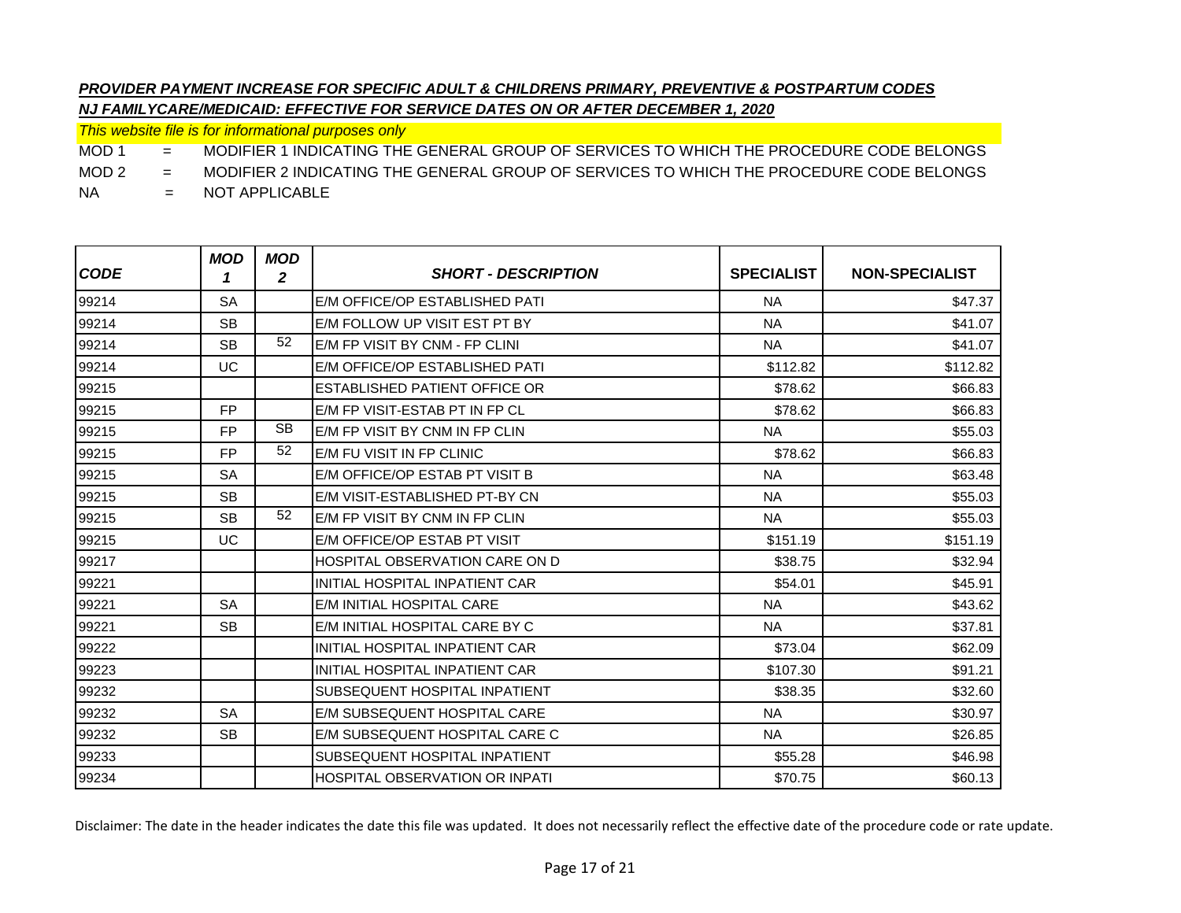***PROVIDER PAYMENT INCREASE FOR SPECIFIC ADULT & CHILDRENS PRIMARY, PREVENTIVE & POSTPARTUM CODES***

***NJ FAMILYCARE/MEDICAID: EFFECTIVE FOR SERVICE DATES ON OR AFTER DECEMBER 1, 2020***

*This website file is for informational purposes only*

MOD 1 = MODIFIER 1 INDICATING THE GENERAL GROUP OF SERVICES TO WHICH THE PROCEDURE CODE BELONGS

MOD 2 = MODIFIER 2 INDICATING THE GENERAL GROUP OF SERVICES TO WHICH THE PROCEDURE CODE BELONGS

NA = NOT APPLICABLE

| CODE | MOD 1 | MOD 2 | SHORT - DESCRIPTION | SPECIALIST | NON-SPECIALIST |
|---|---|---|---|---|---|
| 99214 | SA | | E/M OFFICE/OP ESTABLISHED PATI | NA | $47.37 |
| 99214 | SB | | E/M FOLLOW UP VISIT EST PT BY | NA | $41.07 |
| 99214 | SB | 52 | E/M FP VISIT BY CNM - FP CLINI | NA | $41.07 |
| 99214 | UC | | E/M OFFICE/OP ESTABLISHED PATI | $112.82 | $112.82 |
| 99215 | | | ESTABLISHED PATIENT OFFICE OR | $78.62 | $66.83 |
| 99215 | FP | | E/M FP VISIT-ESTAB PT IN FP CL | $78.62 | $66.83 |
| 99215 | FP | SB | E/M FP VISIT BY CNM IN FP CLIN | NA | $55.03 |
| 99215 | FP | 52 | E/M FU VISIT IN FP CLINIC | $78.62 | $66.83 |
| 99215 | SA | | E/M OFFICE/OP ESTAB PT VISIT B | NA | $63.48 |
| 99215 | SB | | E/M VISIT-ESTABLISHED PT-BY CN | NA | $55.03 |
| 99215 | SB | 52 | E/M FP VISIT BY CNM IN FP CLIN | NA | $55.03 |
| 99215 | UC | | E/M OFFICE/OP ESTAB PT VISIT | $151.19 | $151.19 |
| 99217 | | | HOSPITAL OBSERVATION CARE ON D | $38.75 | $32.94 |
| 99221 | | | INITIAL HOSPITAL INPATIENT CAR | $54.01 | $45.91 |
| 99221 | SA | | E/M INITIAL HOSPITAL CARE | NA | $43.62 |
| 99221 | SB | | E/M INITIAL HOSPITAL CARE BY C | NA | $37.81 |
| 99222 | | | INITIAL HOSPITAL INPATIENT CAR | $73.04 | $62.09 |
| 99223 | | | INITIAL HOSPITAL INPATIENT CAR | $107.30 | $91.21 |
| 99232 | | | SUBSEQUENT HOSPITAL INPATIENT | $38.35 | $32.60 |
| 99232 | SA | | E/M SUBSEQUENT HOSPITAL CARE | NA | $30.97 |
| 99232 | SB | | E/M SUBSEQUENT HOSPITAL CARE C | NA | $26.85 |
| 99233 | | | SUBSEQUENT HOSPITAL INPATIENT | $55.28 | $46.98 |
| 99234 | | | HOSPITAL OBSERVATION OR INPATI | $70.75 | $60.13 |

Disclaimer: The date in the header indicates the date this file was updated. It does not necessarily reflect the effective date of the procedure code or rate update.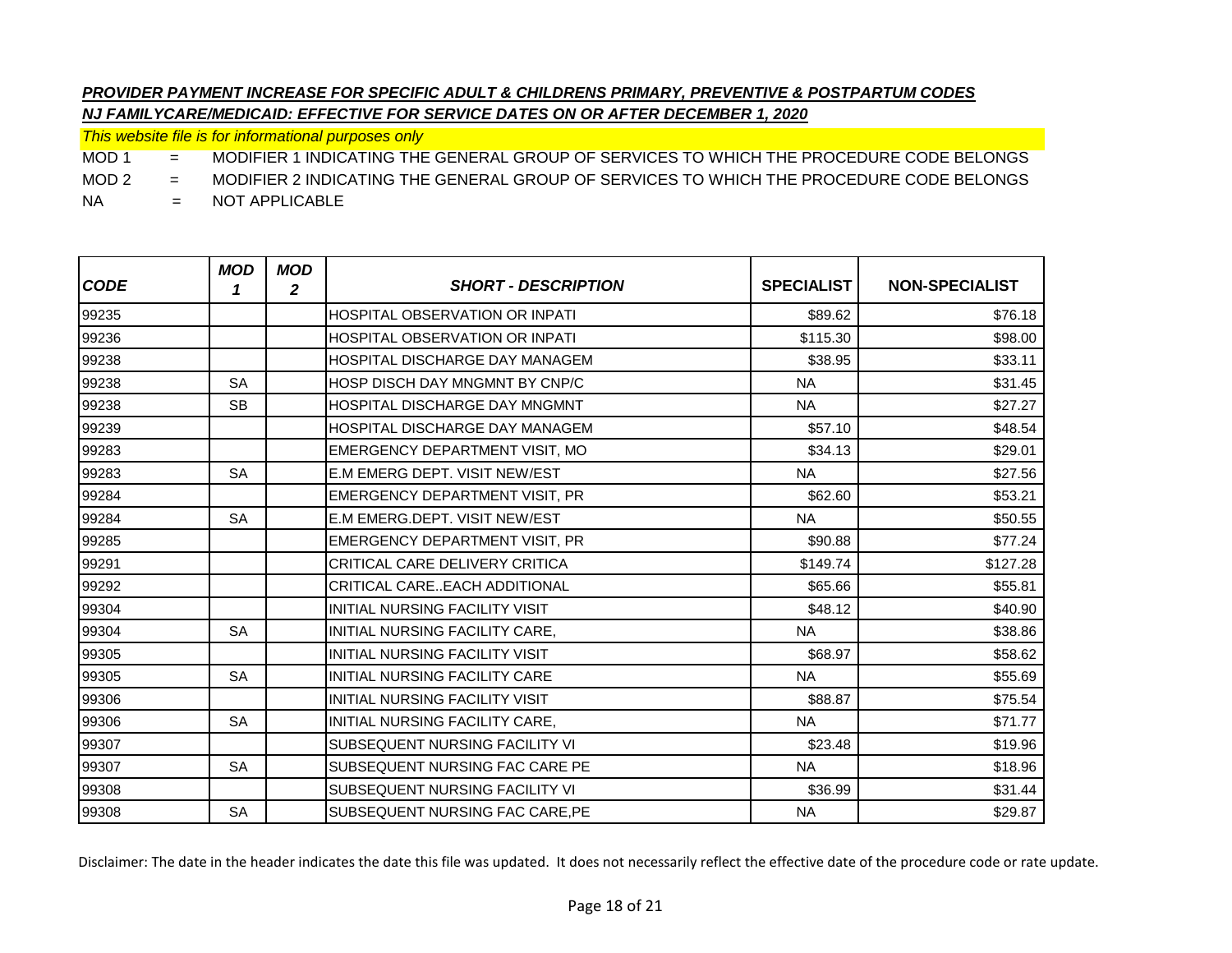***PROVIDER PAYMENT INCREASE FOR SPECIFIC ADULT & CHILDRENS PRIMARY, PREVENTIVE & POSTPARTUM CODES***

***NJ FAMILYCARE/MEDICAID: EFFECTIVE FOR SERVICE DATES ON OR AFTER DECEMBER 1, 2020***

*This website file is for informational purposes only*

MOD 1 = MODIFIER 1 INDICATING THE GENERAL GROUP OF SERVICES TO WHICH THE PROCEDURE CODE BELONGS

MOD 2 = MODIFIER 2 INDICATING THE GENERAL GROUP OF SERVICES TO WHICH THE PROCEDURE CODE BELONGS

NA = NOT APPLICABLE

| CODE | MOD 1 | MOD 2 | SHORT - DESCRIPTION | SPECIALIST | NON-SPECIALIST |
|---|---|---|---|---|---|
| 99235 | | | HOSPITAL OBSERVATION OR INPATI | $89.62 | $76.18 |
| 99236 | | | HOSPITAL OBSERVATION OR INPATI | $115.30 | $98.00 |
| 99238 | | | HOSPITAL DISCHARGE DAY MANAGEM | $38.95 | $33.11 |
| 99238 | SA | | HOSP DISCH DAY MNGMNT BY CNP/C | NA | $31.45 |
| 99238 | SB | | HOSPITAL DISCHARGE DAY MNGMNT | NA | $27.27 |
| 99239 | | | HOSPITAL DISCHARGE DAY MANAGEM | $57.10 | $48.54 |
| 99283 | | | EMERGENCY DEPARTMENT VISIT, MO | $34.13 | $29.01 |
| 99283 | SA | | E.M EMERG DEPT. VISIT NEW/EST | NA | $27.56 |
| 99284 | | | EMERGENCY DEPARTMENT VISIT, PR | $62.60 | $53.21 |
| 99284 | SA | | E.M EMERG.DEPT. VISIT NEW/EST | NA | $50.55 |
| 99285 | | | EMERGENCY DEPARTMENT VISIT, PR | $90.88 | $77.24 |
| 99291 | | | CRITICAL CARE DELIVERY CRITICA | $149.74 | $127.28 |
| 99292 | | | CRITICAL CARE..EACH ADDITIONAL | $65.66 | $55.81 |
| 99304 | | | INITIAL NURSING FACILITY VISIT | $48.12 | $40.90 |
| 99304 | SA | | INITIAL NURSING FACILITY CARE, | NA | $38.86 |
| 99305 | | | INITIAL NURSING FACILITY VISIT | $68.97 | $58.62 |
| 99305 | SA | | INITIAL NURSING FACILITY CARE | NA | $55.69 |
| 99306 | | | INITIAL NURSING FACILITY VISIT | $88.87 | $75.54 |
| 99306 | SA | | INITIAL NURSING FACILITY CARE, | NA | $71.77 |
| 99307 | | | SUBSEQUENT NURSING FACILITY VI | $23.48 | $19.96 |
| 99307 | SA | | SUBSEQUENT NURSING FAC CARE PE | NA | $18.96 |
| 99308 | | | SUBSEQUENT NURSING FACILITY VI | $36.99 | $31.44 |
| 99308 | SA | | SUBSEQUENT NURSING FAC CARE,PE | NA | $29.87 |

Disclaimer: The date in the header indicates the date this file was updated. It does not necessarily reflect the effective date of the procedure code or rate update.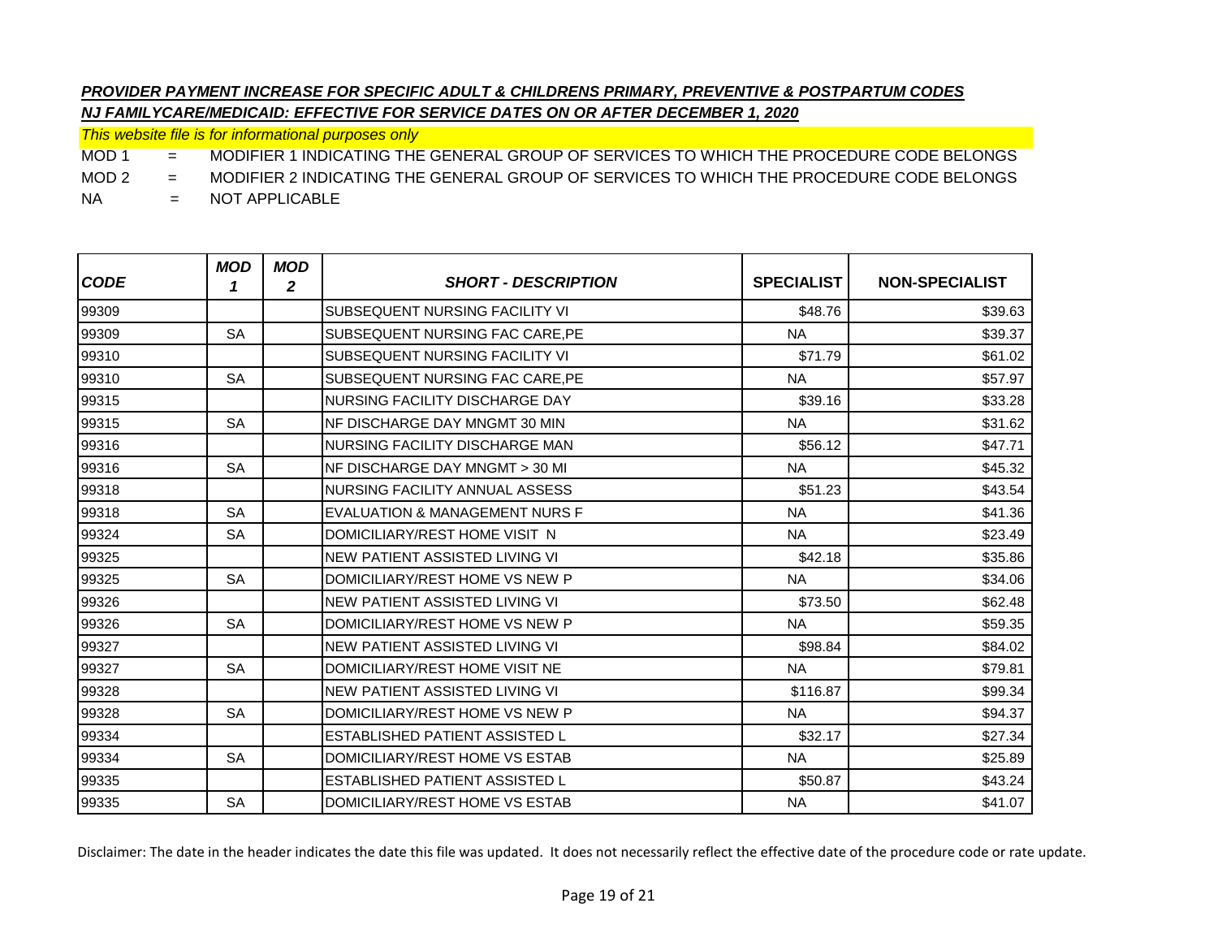***PROVIDER PAYMENT INCREASE FOR SPECIFIC ADULT & CHILDRENS PRIMARY, PREVENTIVE & POSTPARTUM CODES***

***NJ FAMILYCARE/MEDICAID: EFFECTIVE FOR SERVICE DATES ON OR AFTER DECEMBER 1, 2020***

*This website file is for informational purposes only*

MOD 1 = MODIFIER 1 INDICATING THE GENERAL GROUP OF SERVICES TO WHICH THE PROCEDURE CODE BELONGS

MOD 2 = MODIFIER 2 INDICATING THE GENERAL GROUP OF SERVICES TO WHICH THE PROCEDURE CODE BELONGS

NA = NOT APPLICABLE

| CODE | MOD 1 | MOD 2 | SHORT - DESCRIPTION | SPECIALIST | NON-SPECIALIST |
|---|---|---|---|---|---|
| 99309 | | | SUBSEQUENT NURSING FACILITY VI | $48.76 | $39.63 |
| 99309 | SA | | SUBSEQUENT NURSING FAC CARE,PE | NA | $39.37 |
| 99310 | | | SUBSEQUENT NURSING FACILITY VI | $71.79 | $61.02 |
| 99310 | SA | | SUBSEQUENT NURSING FAC CARE,PE | NA | $57.97 |
| 99315 | | | NURSING FACILITY DISCHARGE DAY | $39.16 | $33.28 |
| 99315 | SA | | NF DISCHARGE DAY MNGMT 30 MIN | NA | $31.62 |
| 99316 | | | NURSING FACILITY DISCHARGE MAN | $56.12 | $47.71 |
| 99316 | SA | | NF DISCHARGE DAY MNGMT > 30 MI | NA | $45.32 |
| 99318 | | | NURSING FACILITY ANNUAL ASSESS | $51.23 | $43.54 |
| 99318 | SA | | EVALUATION & MANAGEMENT NURS F | NA | $41.36 |
| 99324 | SA | | DOMICILIARY/REST HOME VISIT N | NA | $23.49 |
| 99325 | | | NEW PATIENT ASSISTED LIVING VI | $42.18 | $35.86 |
| 99325 | SA | | DOMICILIARY/REST HOME VS NEW P | NA | $34.06 |
| 99326 | | | NEW PATIENT ASSISTED LIVING VI | $73.50 | $62.48 |
| 99326 | SA | | DOMICILIARY/REST HOME VS NEW P | NA | $59.35 |
| 99327 | | | NEW PATIENT ASSISTED LIVING VI | $98.84 | $84.02 |
| 99327 | SA | | DOMICILIARY/REST HOME VISIT NE | NA | $79.81 |
| 99328 | | | NEW PATIENT ASSISTED LIVING VI | $116.87 | $99.34 |
| 99328 | SA | | DOMICILIARY/REST HOME VS NEW P | NA | $94.37 |
| 99334 | | | ESTABLISHED PATIENT ASSISTED L | $32.17 | $27.34 |
| 99334 | SA | | DOMICILIARY/REST HOME VS ESTAB | NA | $25.89 |
| 99335 | | | ESTABLISHED PATIENT ASSISTED L | $50.87 | $43.24 |
| 99335 | SA | | DOMICILIARY/REST HOME VS ESTAB | NA | $41.07 |

Disclaimer: The date in the header indicates the date this file was updated. It does not necessarily reflect the effective date of the procedure code or rate update.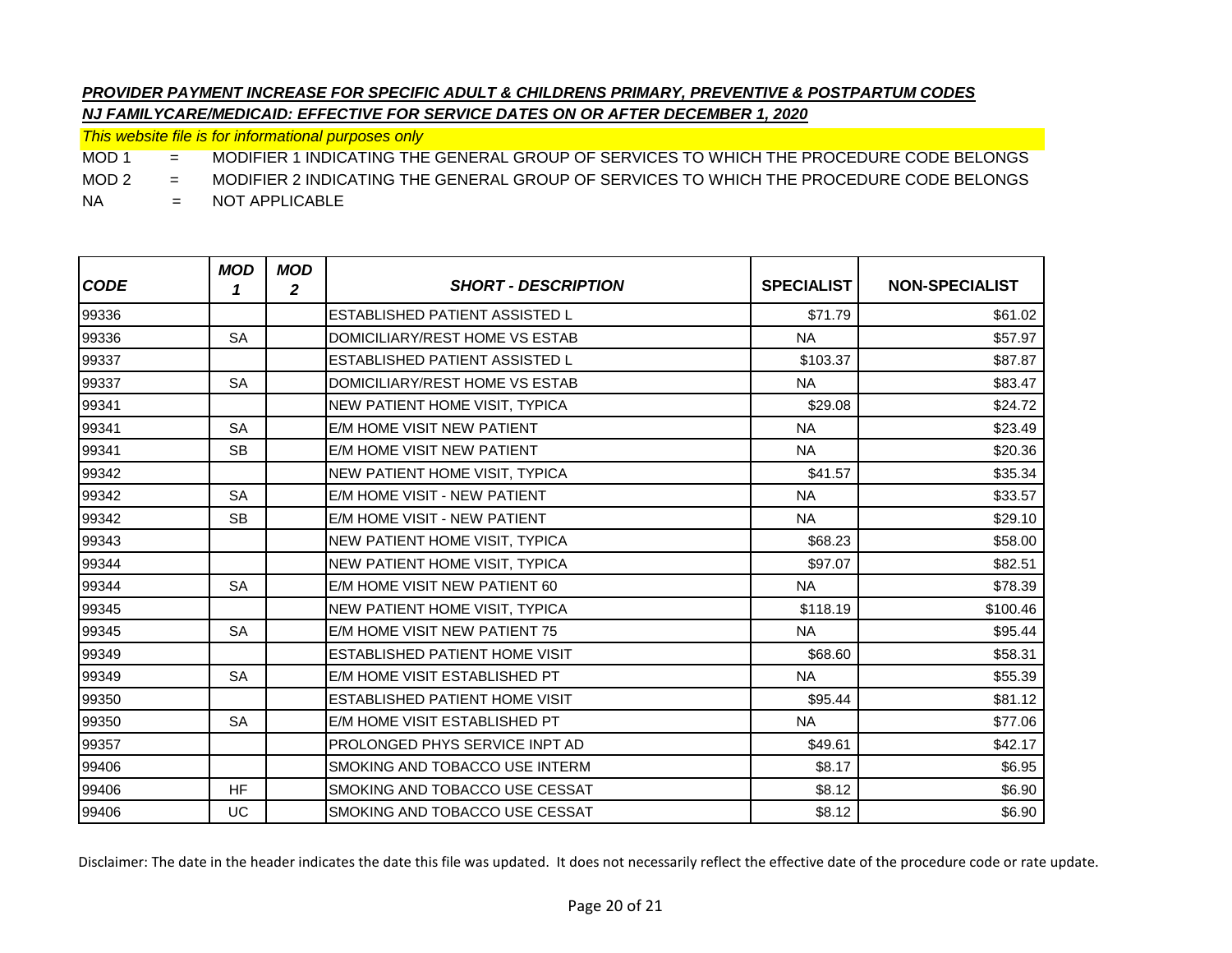***PROVIDER PAYMENT INCREASE FOR SPECIFIC ADULT & CHILDRENS PRIMARY, PREVENTIVE & POSTPARTUM CODES***

***NJ FAMILYCARE/MEDICAID: EFFECTIVE FOR SERVICE DATES ON OR AFTER DECEMBER 1, 2020***

*This website file is for informational purposes only*

MOD 1 = MODIFIER 1 INDICATING THE GENERAL GROUP OF SERVICES TO WHICH THE PROCEDURE CODE BELONGS

MOD 2 = MODIFIER 2 INDICATING THE GENERAL GROUP OF SERVICES TO WHICH THE PROCEDURE CODE BELONGS

NA = NOT APPLICABLE

| CODE | MOD 1 | MOD 2 | SHORT - DESCRIPTION | SPECIALIST | NON-SPECIALIST |
|---|---|---|---|---|---|
| 99336 | | | ESTABLISHED PATIENT ASSISTED L | $71.79 | $61.02 |
| 99336 | SA | | DOMICILIARY/REST HOME VS ESTAB | NA | $57.97 |
| 99337 | | | ESTABLISHED PATIENT ASSISTED L | $103.37 | $87.87 |
| 99337 | SA | | DOMICILIARY/REST HOME VS ESTAB | NA | $83.47 |
| 99341 | | | NEW PATIENT HOME VISIT, TYPICA | $29.08 | $24.72 |
| 99341 | SA | | E/M HOME VISIT NEW PATIENT | NA | $23.49 |
| 99341 | SB | | E/M HOME VISIT NEW PATIENT | NA | $20.36 |
| 99342 | | | NEW PATIENT HOME VISIT, TYPICA | $41.57 | $35.34 |
| 99342 | SA | | E/M HOME VISIT - NEW PATIENT | NA | $33.57 |
| 99342 | SB | | E/M HOME VISIT - NEW PATIENT | NA | $29.10 |
| 99343 | | | NEW PATIENT HOME VISIT, TYPICA | $68.23 | $58.00 |
| 99344 | | | NEW PATIENT HOME VISIT, TYPICA | $97.07 | $82.51 |
| 99344 | SA | | E/M HOME VISIT NEW PATIENT 60 | NA | $78.39 |
| 99345 | | | NEW PATIENT HOME VISIT, TYPICA | $118.19 | $100.46 |
| 99345 | SA | | E/M HOME VISIT NEW PATIENT 75 | NA | $95.44 |
| 99349 | | | ESTABLISHED PATIENT HOME VISIT | $68.60 | $58.31 |
| 99349 | SA | | E/M HOME VISIT ESTABLISHED PT | NA | $55.39 |
| 99350 | | | ESTABLISHED PATIENT HOME VISIT | $95.44 | $81.12 |
| 99350 | SA | | E/M HOME VISIT ESTABLISHED PT | NA | $77.06 |
| 99357 | | | PROLONGED PHYS SERVICE INPT AD | $49.61 | $42.17 |
| 99406 | | | SMOKING AND TOBACCO USE INTERM | $8.17 | $6.95 |
| 99406 | HF | | SMOKING AND TOBACCO USE CESSAT | $8.12 | $6.90 |
| 99406 | UC | | SMOKING AND TOBACCO USE CESSAT | $8.12 | $6.90 |

Disclaimer: The date in the header indicates the date this file was updated. It does not necessarily reflect the effective date of the procedure code or rate update.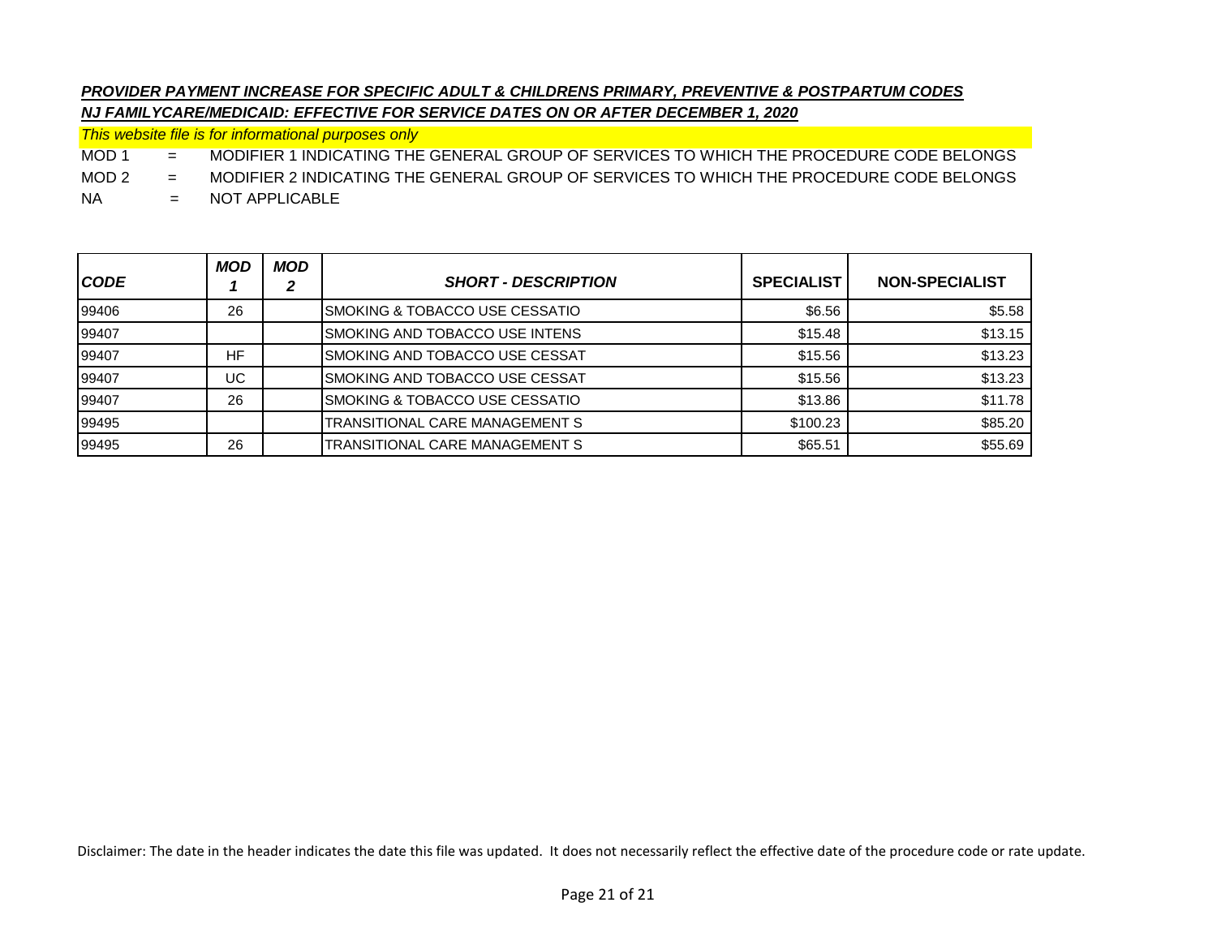***PROVIDER PAYMENT INCREASE FOR SPECIFIC ADULT & CHILDRENS PRIMARY, PREVENTIVE & POSTPARTUM CODES***

***NJ FAMILYCARE/MEDICAID: EFFECTIVE FOR SERVICE DATES ON OR AFTER DECEMBER 1, 2020***

*This website file is for informational purposes only*

MOD 1 = MODIFIER 1 INDICATING THE GENERAL GROUP OF SERVICES TO WHICH THE PROCEDURE CODE BELONGS

MOD 2 = MODIFIER 2 INDICATING THE GENERAL GROUP OF SERVICES TO WHICH THE PROCEDURE CODE BELONGS

NA = NOT APPLICABLE

| ***CODE*** | ***MOD 1*** | ***MOD 2*** | ***SHORT - DESCRIPTION*** | **SPECIALIST** | **NON-SPECIALIST** |
|---|---|---|---|---|---|
| 99406 | 26 | | SMOKING & TOBACCO USE CESSATIO | $6.56 | $5.58 |
| 99407 | | | SMOKING AND TOBACCO USE INTENS | $15.48 | $13.15 |
| 99407 | HF | | SMOKING AND TOBACCO USE CESSAT | $15.56 | $13.23 |
| 99407 | UC | | SMOKING AND TOBACCO USE CESSAT | $15.56 | $13.23 |
| 99407 | 26 | | SMOKING & TOBACCO USE CESSATIO | $13.86 | $11.78 |
| 99495 | | | TRANSITIONAL CARE MANAGEMENT S | $100.23 | $85.20 |
| 99495 | 26 | | TRANSITIONAL CARE MANAGEMENT S | $65.51 | $55.69 |

Disclaimer: The date in the header indicates the date this file was updated. It does not necessarily reflect the effective date of the procedure code or rate update.